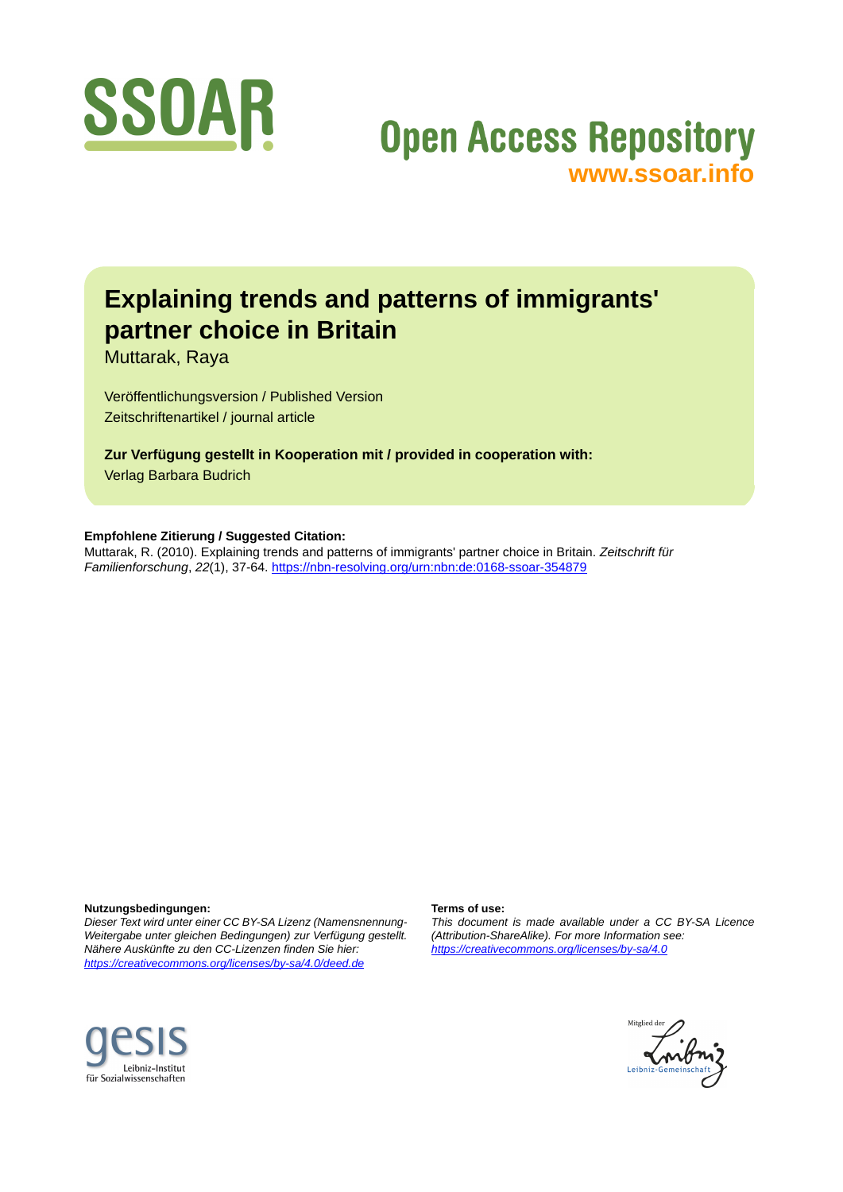SSOAR

Open Access Repository
www.ssoar.info

# Explaining trends and patterns of immigrants' partner choice in Britain

Muttarak, Raya

Veröffentlichungsversion / Published Version
Zeitschriftenartikel / journal article

**Zur Verfügung gestellt in Kooperation mit / provided in cooperation with:**
Verlag Barbara Budrich

**Empfohlene Zitierung / Suggested Citation:**
Muttarak, R. (2010). Explaining trends and patterns of immigrants' partner choice in Britain. *Zeitschrift für Familienforschung*, *22*(1), 37-64. https://nbn-resolving.org/urn:nbn:de:0168-ssoar-354879

**Nutzungsbedingungen:**
*Dieser Text wird unter einer CC BY-SA Lizenz (Namensnennung-Weitergabe unter gleichen Bedingungen) zur Verfügung gestellt. Nähere Auskünfte zu den CC-Lizenzen finden Sie hier:*
*https://creativecommons.org/licenses/by-sa/4.0/deed.de*

**Terms of use:**
*This document is made available under a CC BY-SA Licence (Attribution-ShareAlike). For more Information see:*
*https://creativecommons.org/licenses/by-sa/4.0*

gesis Leibniz-Institut für Sozialwissenschaften

Mitglied der Leibniz-Gemeinschaft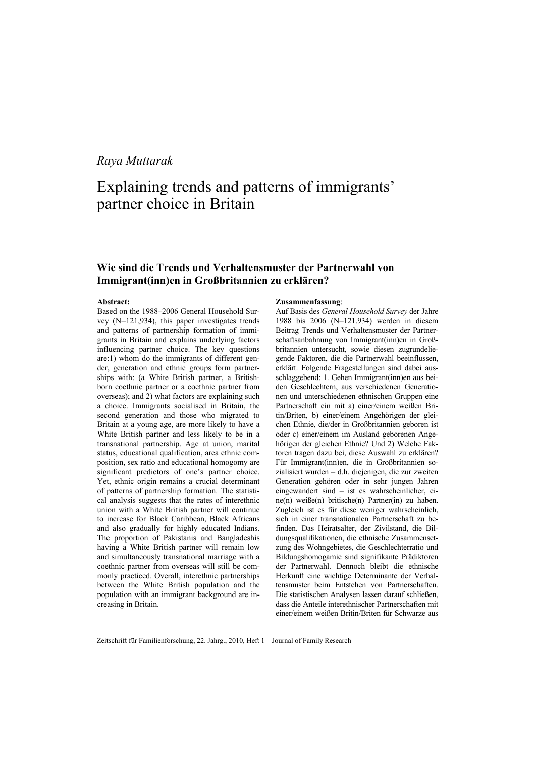*Raya Muttarak*

# Explaining trends and patterns of immigrants' partner choice in Britain

## Wie sind die Trends und Verhaltensmuster der Partnerwahl von Immigrant(inn)en in Großbritannien zu erklären?

**Abstract:**

Based on the 1988–2006 General Household Survey (N=121,934), this paper investigates trends and patterns of partnership formation of immigrants in Britain and explains underlying factors influencing partner choice. The key questions are:1) whom do the immigrants of different gender, generation and ethnic groups form partnerships with: (a White British partner, a British-born coethnic partner or a coethnic partner from overseas); and 2) what factors are explaining such a choice. Immigrants socialised in Britain, the second generation and those who migrated to Britain at a young age, are more likely to have a White British partner and less likely to be in a transnational partnership. Age at union, marital status, educational qualification, area ethnic composition, sex ratio and educational homogomy are significant predictors of one's partner choice. Yet, ethnic origin remains a crucial determinant of patterns of partnership formation. The statistical analysis suggests that the rates of interethnic union with a White British partner will continue to increase for Black Caribbean, Black Africans and also gradually for highly educated Indians. The proportion of Pakistanis and Bangladeshis having a White British partner will remain low and simultaneously transnational marriage with a coethnic partner from overseas will still be commonly practiced. Overall, interethnic partnerships between the White British population and the population with an immigrant background are increasing in Britain.

**Zusammenfassung**:

Auf Basis des *General Household Survey* der Jahre 1988 bis 2006 (N=121.934) werden in diesem Beitrag Trends und Verhaltensmuster der Partnerschaftsanbahnung von Immigrant(inn)en in Großbritannien untersucht, sowie diesen zugrundeliegende Faktoren, die die Partnerwahl beeinflussen, erklärt. Folgende Fragestellungen sind dabei ausschlaggebend: 1. Gehen Immigrant(inn)en aus beiden Geschlechtern, aus verschiedenen Generationen und unterschiedenen ethnischen Gruppen eine Partnerschaft ein mit a) einer/einem weißen Britin/Briten, b) einer/einem Angehörigen der gleichen Ethnie, die/der in Großbritannien geboren ist oder c) einer/einem im Ausland geborenen Angehörigen der gleichen Ethnie? Und 2) Welche Faktoren tragen dazu bei, diese Auswahl zu erklären? Für Immigrant(inn)en, die in Großbritannien sozialisiert wurden – d.h. diejenigen, die zur zweiten Generation gehören oder in sehr jungen Jahren eingewandert sind – ist es wahrscheinlicher, eine(n) weiße(n) britische(n) Partner(in) zu haben. Zugleich ist es für diese weniger wahrscheinlich, sich in einer transnationalen Partnerschaft zu befinden. Das Heiratsalter, der Zivilstand, die Bildungsqualifikationen, die ethnische Zusammensetzung des Wohngebietes, die Geschlechterratio und Bildungshomogamie sind signifikante Prädiktoren der Partnerwahl. Dennoch bleibt die ethnische Herkunft eine wichtige Determinante der Verhaltensmuster beim Entstehen von Partnerschaften. Die statistischen Analysen lassen darauf schließen, dass die Anteile interethnischer Partnerschaften mit einer/einem weißen Britin/Briten für Schwarze aus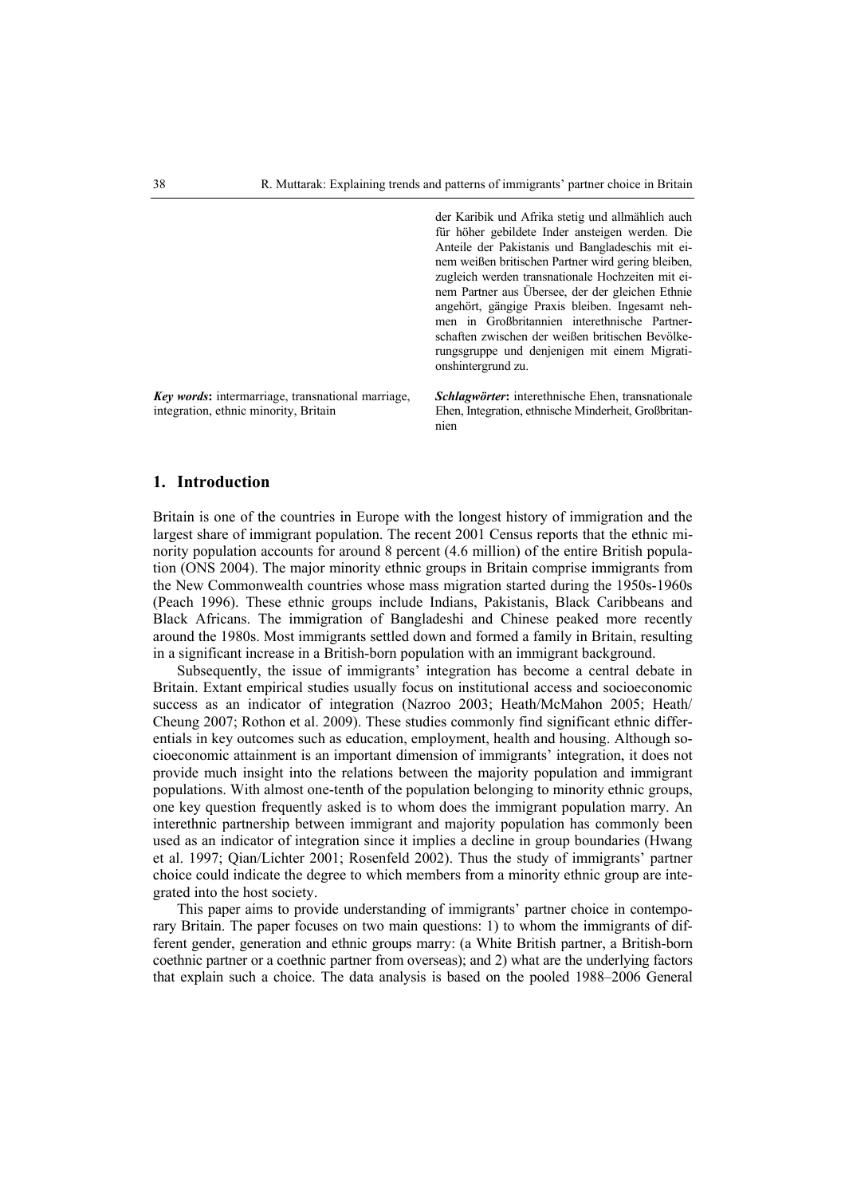der Karibik und Afrika stetig und allmählich auch für höher gebildete Inder ansteigen werden. Die Anteile der Pakistanis und Bangladeschis mit einem weißen britischen Partner wird gering bleiben, zugleich werden transnationale Hochzeiten mit einem Partner aus Übersee, der der gleichen Ethnie angehört, gängige Praxis bleiben. Insgesamt nehmen in Großbritannien interethnische Partnerschaften zwischen der weißen britischen Bevölkerungsgruppe und denjenigen mit einem Migrationshintergrund zu.

***Key words*:** intermarriage, transnational marriage, integration, ethnic minority, Britain

***Schlagwörter*:** interethnische Ehen, transnationale Ehen, Integration, ethnische Minderheit, Großbritannien

## 1. Introduction

Britain is one of the countries in Europe with the longest history of immigration and the largest share of immigrant population. The recent 2001 Census reports that the ethnic minority population accounts for around 8 percent (4.6 million) of the entire British population (ONS 2004). The major minority ethnic groups in Britain comprise immigrants from the New Commonwealth countries whose mass migration started during the 1950s-1960s (Peach 1996). These ethnic groups include Indians, Pakistanis, Black Caribbeans and Black Africans. The immigration of Bangladeshi and Chinese peaked more recently around the 1980s. Most immigrants settled down and formed a family in Britain, resulting in a significant increase in a British-born population with an immigrant background.

Subsequently, the issue of immigrants' integration has become a central debate in Britain. Extant empirical studies usually focus on institutional access and socioeconomic success as an indicator of integration (Nazroo 2003; Heath/McMahon 2005; Heath/Cheung 2007; Rothon et al. 2009). These studies commonly find significant ethnic differentials in key outcomes such as education, employment, health and housing. Although socioeconomic attainment is an important dimension of immigrants' integration, it does not provide much insight into the relations between the majority population and immigrant populations. With almost one-tenth of the population belonging to minority ethnic groups, one key question frequently asked is to whom does the immigrant population marry. An interethnic partnership between immigrant and majority population has commonly been used as an indicator of integration since it implies a decline in group boundaries (Hwang et al. 1997; Qian/Lichter 2001; Rosenfeld 2002). Thus the study of immigrants' partner choice could indicate the degree to which members from a minority ethnic group are integrated into the host society.

This paper aims to provide understanding of immigrants' partner choice in contemporary Britain. The paper focuses on two main questions: 1) to whom the immigrants of different gender, generation and ethnic groups marry: (a White British partner, a British-born coethnic partner or a coethnic partner from overseas); and 2) what are the underlying factors that explain such a choice. The data analysis is based on the pooled 1988–2006 General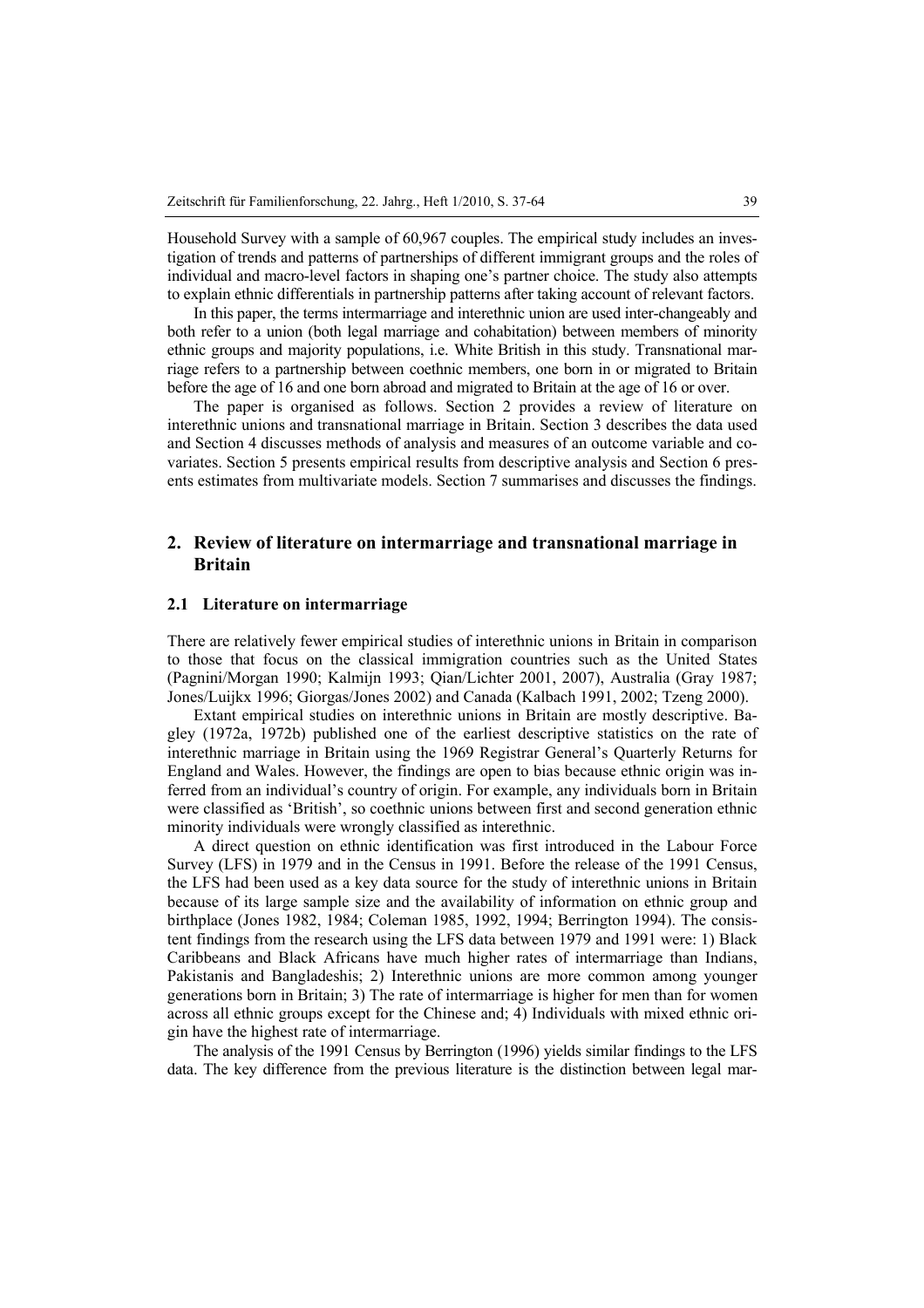Household Survey with a sample of 60,967 couples. The empirical study includes an investigation of trends and patterns of partnerships of different immigrant groups and the roles of individual and macro-level factors in shaping one's partner choice. The study also attempts to explain ethnic differentials in partnership patterns after taking account of relevant factors.

In this paper, the terms intermarriage and interethnic union are used inter-changeably and both refer to a union (both legal marriage and cohabitation) between members of minority ethnic groups and majority populations, i.e. White British in this study. Transnational marriage refers to a partnership between coethnic members, one born in or migrated to Britain before the age of 16 and one born abroad and migrated to Britain at the age of 16 or over.

The paper is organised as follows. Section 2 provides a review of literature on interethnic unions and transnational marriage in Britain. Section 3 describes the data used and Section 4 discusses methods of analysis and measures of an outcome variable and covariates. Section 5 presents empirical results from descriptive analysis and Section 6 presents estimates from multivariate models. Section 7 summarises and discusses the findings.

## 2. Review of literature on intermarriage and transnational marriage in Britain

### 2.1 Literature on intermarriage

There are relatively fewer empirical studies of interethnic unions in Britain in comparison to those that focus on the classical immigration countries such as the United States (Pagnini/Morgan 1990; Kalmijn 1993; Qian/Lichter 2001, 2007), Australia (Gray 1987; Jones/Luijkx 1996; Giorgas/Jones 2002) and Canada (Kalbach 1991, 2002; Tzeng 2000).

Extant empirical studies on interethnic unions in Britain are mostly descriptive. Bagley (1972a, 1972b) published one of the earliest descriptive statistics on the rate of interethnic marriage in Britain using the 1969 Registrar General's Quarterly Returns for England and Wales. However, the findings are open to bias because ethnic origin was inferred from an individual's country of origin. For example, any individuals born in Britain were classified as 'British', so coethnic unions between first and second generation ethnic minority individuals were wrongly classified as interethnic.

A direct question on ethnic identification was first introduced in the Labour Force Survey (LFS) in 1979 and in the Census in 1991. Before the release of the 1991 Census, the LFS had been used as a key data source for the study of interethnic unions in Britain because of its large sample size and the availability of information on ethnic group and birthplace (Jones 1982, 1984; Coleman 1985, 1992, 1994; Berrington 1994). The consistent findings from the research using the LFS data between 1979 and 1991 were: 1) Black Caribbeans and Black Africans have much higher rates of intermarriage than Indians, Pakistanis and Bangladeshis; 2) Interethnic unions are more common among younger generations born in Britain; 3) The rate of intermarriage is higher for men than for women across all ethnic groups except for the Chinese and; 4) Individuals with mixed ethnic origin have the highest rate of intermarriage.

The analysis of the 1991 Census by Berrington (1996) yields similar findings to the LFS data. The key difference from the previous literature is the distinction between legal mar-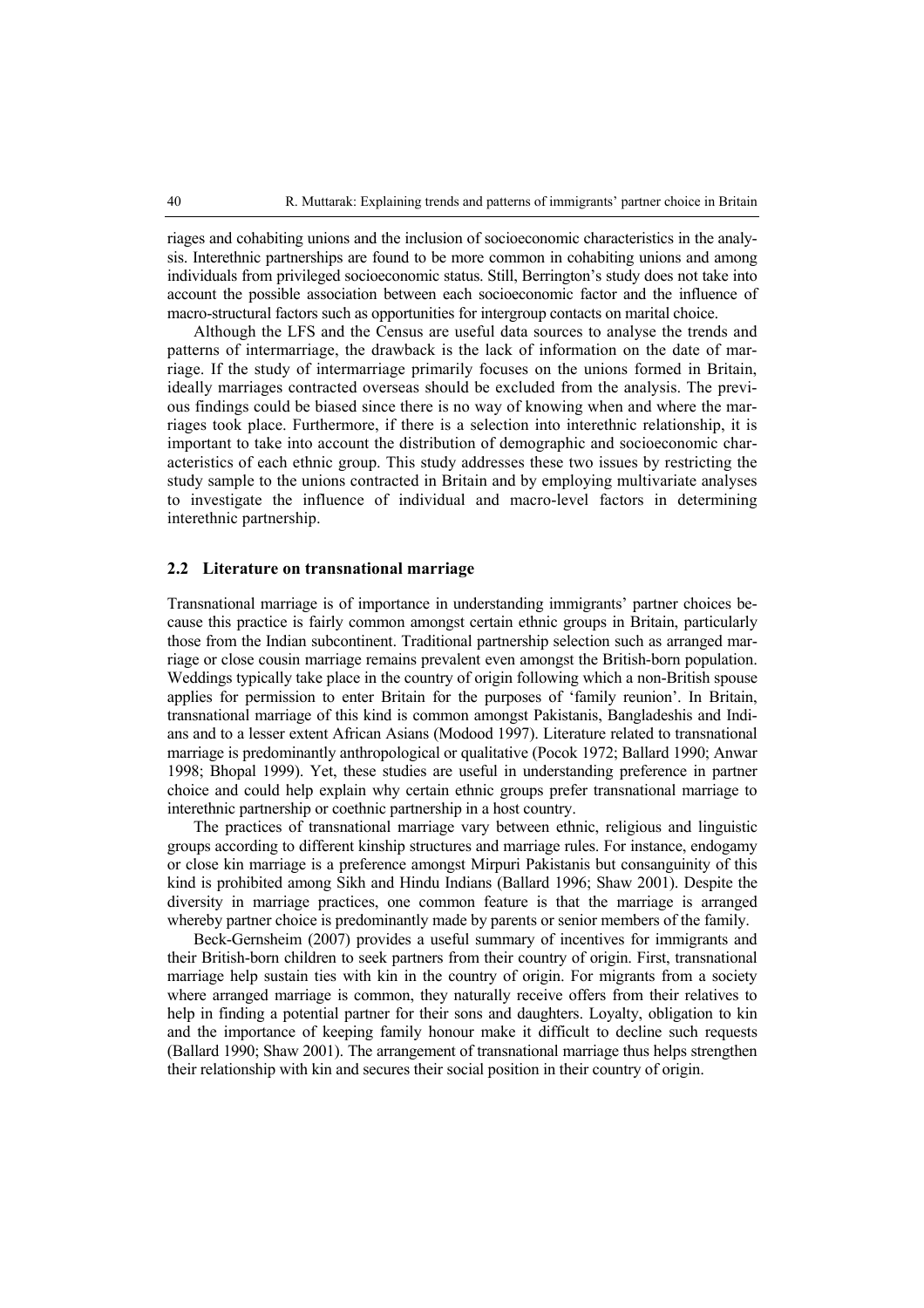riages and cohabiting unions and the inclusion of socioeconomic characteristics in the analysis. Interethnic partnerships are found to be more common in cohabiting unions and among individuals from privileged socioeconomic status. Still, Berrington's study does not take into account the possible association between each socioeconomic factor and the influence of macro-structural factors such as opportunities for intergroup contacts on marital choice.

Although the LFS and the Census are useful data sources to analyse the trends and patterns of intermarriage, the drawback is the lack of information on the date of marriage. If the study of intermarriage primarily focuses on the unions formed in Britain, ideally marriages contracted overseas should be excluded from the analysis. The previous findings could be biased since there is no way of knowing when and where the marriages took place. Furthermore, if there is a selection into interethnic relationship, it is important to take into account the distribution of demographic and socioeconomic characteristics of each ethnic group. This study addresses these two issues by restricting the study sample to the unions contracted in Britain and by employing multivariate analyses to investigate the influence of individual and macro-level factors in determining interethnic partnership.

### 2.2 Literature on transnational marriage

Transnational marriage is of importance in understanding immigrants' partner choices because this practice is fairly common amongst certain ethnic groups in Britain, particularly those from the Indian subcontinent. Traditional partnership selection such as arranged marriage or close cousin marriage remains prevalent even amongst the British-born population. Weddings typically take place in the country of origin following which a non-British spouse applies for permission to enter Britain for the purposes of 'family reunion'. In Britain, transnational marriage of this kind is common amongst Pakistanis, Bangladeshis and Indians and to a lesser extent African Asians (Modood 1997). Literature related to transnational marriage is predominantly anthropological or qualitative (Pocok 1972; Ballard 1990; Anwar 1998; Bhopal 1999). Yet, these studies are useful in understanding preference in partner choice and could help explain why certain ethnic groups prefer transnational marriage to interethnic partnership or coethnic partnership in a host country.

The practices of transnational marriage vary between ethnic, religious and linguistic groups according to different kinship structures and marriage rules. For instance, endogamy or close kin marriage is a preference amongst Mirpuri Pakistanis but consanguinity of this kind is prohibited among Sikh and Hindu Indians (Ballard 1996; Shaw 2001). Despite the diversity in marriage practices, one common feature is that the marriage is arranged whereby partner choice is predominantly made by parents or senior members of the family.

Beck-Gernsheim (2007) provides a useful summary of incentives for immigrants and their British-born children to seek partners from their country of origin. First, transnational marriage help sustain ties with kin in the country of origin. For migrants from a society where arranged marriage is common, they naturally receive offers from their relatives to help in finding a potential partner for their sons and daughters. Loyalty, obligation to kin and the importance of keeping family honour make it difficult to decline such requests (Ballard 1990; Shaw 2001). The arrangement of transnational marriage thus helps strengthen their relationship with kin and secures their social position in their country of origin.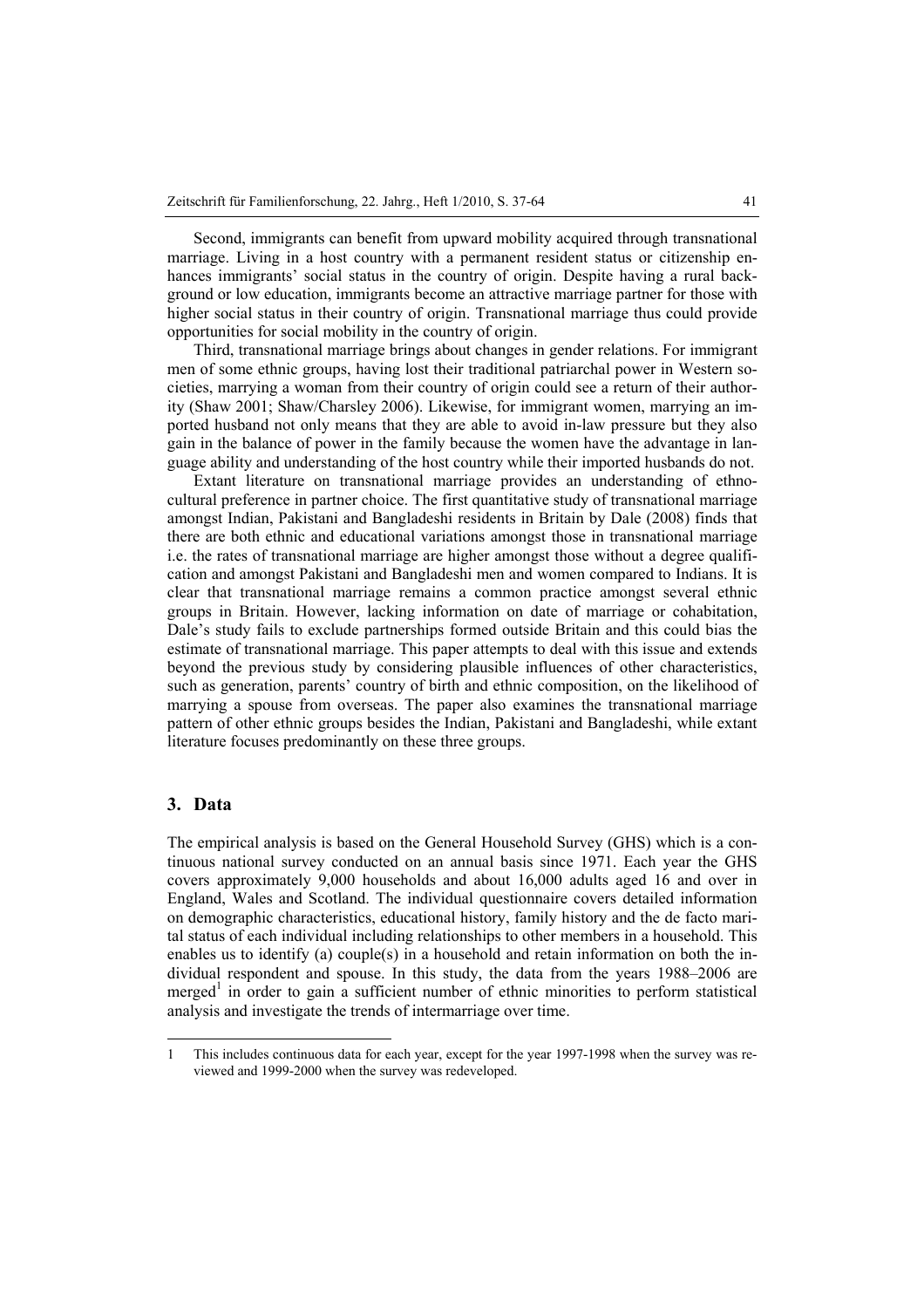Second, immigrants can benefit from upward mobility acquired through transnational marriage. Living in a host country with a permanent resident status or citizenship enhances immigrants' social status in the country of origin. Despite having a rural background or low education, immigrants become an attractive marriage partner for those with higher social status in their country of origin. Transnational marriage thus could provide opportunities for social mobility in the country of origin.

Third, transnational marriage brings about changes in gender relations. For immigrant men of some ethnic groups, having lost their traditional patriarchal power in Western societies, marrying a woman from their country of origin could see a return of their authority (Shaw 2001; Shaw/Charsley 2006). Likewise, for immigrant women, marrying an imported husband not only means that they are able to avoid in-law pressure but they also gain in the balance of power in the family because the women have the advantage in language ability and understanding of the host country while their imported husbands do not.

Extant literature on transnational marriage provides an understanding of ethno-cultural preference in partner choice. The first quantitative study of transnational marriage amongst Indian, Pakistani and Bangladeshi residents in Britain by Dale (2008) finds that there are both ethnic and educational variations amongst those in transnational marriage i.e. the rates of transnational marriage are higher amongst those without a degree qualification and amongst Pakistani and Bangladeshi men and women compared to Indians. It is clear that transnational marriage remains a common practice amongst several ethnic groups in Britain. However, lacking information on date of marriage or cohabitation, Dale's study fails to exclude partnerships formed outside Britain and this could bias the estimate of transnational marriage. This paper attempts to deal with this issue and extends beyond the previous study by considering plausible influences of other characteristics, such as generation, parents' country of birth and ethnic composition, on the likelihood of marrying a spouse from overseas. The paper also examines the transnational marriage pattern of other ethnic groups besides the Indian, Pakistani and Bangladeshi, while extant literature focuses predominantly on these three groups.

## 3. Data

The empirical analysis is based on the General Household Survey (GHS) which is a continuous national survey conducted on an annual basis since 1971. Each year the GHS covers approximately 9,000 households and about 16,000 adults aged 16 and over in England, Wales and Scotland. The individual questionnaire covers detailed information on demographic characteristics, educational history, family history and the de facto marital status of each individual including relationships to other members in a household. This enables us to identify (a) couple(s) in a household and retain information on both the individual respondent and spouse. In this study, the data from the years 1988–2006 are merged[1] in order to gain a sufficient number of ethnic minorities to perform statistical analysis and investigate the trends of intermarriage over time.

1 This includes continuous data for each year, except for the year 1997-1998 when the survey was reviewed and 1999-2000 when the survey was redeveloped.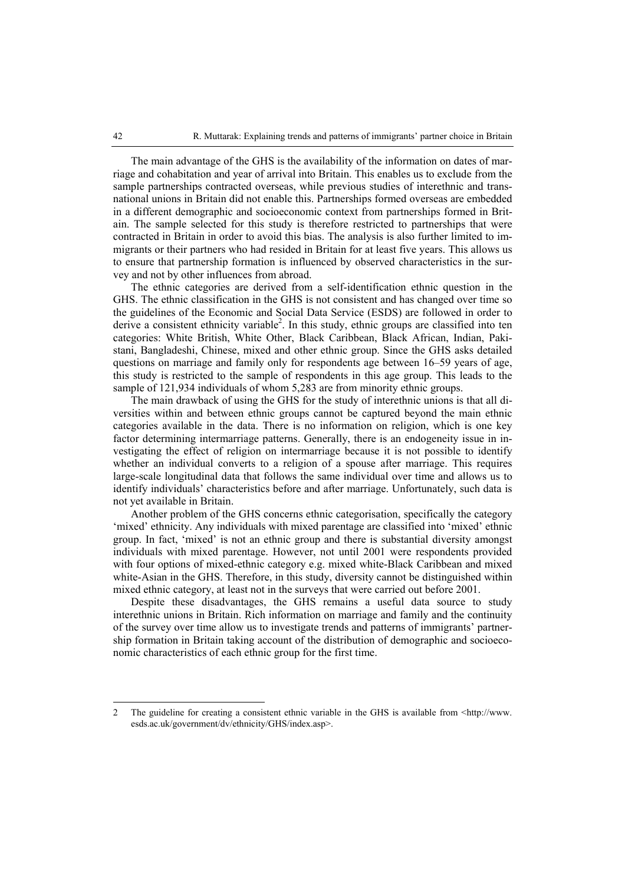The main advantage of the GHS is the availability of the information on dates of marriage and cohabitation and year of arrival into Britain. This enables us to exclude from the sample partnerships contracted overseas, while previous studies of interethnic and transnational unions in Britain did not enable this. Partnerships formed overseas are embedded in a different demographic and socioeconomic context from partnerships formed in Britain. The sample selected for this study is therefore restricted to partnerships that were contracted in Britain in order to avoid this bias. The analysis is also further limited to immigrants or their partners who had resided in Britain for at least five years. This allows us to ensure that partnership formation is influenced by observed characteristics in the survey and not by other influences from abroad.

The ethnic categories are derived from a self-identification ethnic question in the GHS. The ethnic classification in the GHS is not consistent and has changed over time so the guidelines of the Economic and Social Data Service (ESDS) are followed in order to derive a consistent ethnicity variable[2]. In this study, ethnic groups are classified into ten categories: White British, White Other, Black Caribbean, Black African, Indian, Pakistani, Bangladeshi, Chinese, mixed and other ethnic group. Since the GHS asks detailed questions on marriage and family only for respondents age between 16–59 years of age, this study is restricted to the sample of respondents in this age group. This leads to the sample of 121,934 individuals of whom 5,283 are from minority ethnic groups.

The main drawback of using the GHS for the study of interethnic unions is that all diversities within and between ethnic groups cannot be captured beyond the main ethnic categories available in the data. There is no information on religion, which is one key factor determining intermarriage patterns. Generally, there is an endogeneity issue in investigating the effect of religion on intermarriage because it is not possible to identify whether an individual converts to a religion of a spouse after marriage. This requires large-scale longitudinal data that follows the same individual over time and allows us to identify individuals' characteristics before and after marriage. Unfortunately, such data is not yet available in Britain.

Another problem of the GHS concerns ethnic categorisation, specifically the category 'mixed' ethnicity. Any individuals with mixed parentage are classified into 'mixed' ethnic group. In fact, 'mixed' is not an ethnic group and there is substantial diversity amongst individuals with mixed parentage. However, not until 2001 were respondents provided with four options of mixed-ethnic category e.g. mixed white-Black Caribbean and mixed white-Asian in the GHS. Therefore, in this study, diversity cannot be distinguished within mixed ethnic category, at least not in the surveys that were carried out before 2001.

Despite these disadvantages, the GHS remains a useful data source to study interethnic unions in Britain. Rich information on marriage and family and the continuity of the survey over time allow us to investigate trends and patterns of immigrants' partnership formation in Britain taking account of the distribution of demographic and socioeconomic characteristics of each ethnic group for the first time.

---

2 The guideline for creating a consistent ethnic variable in the GHS is available from <http://www.esds.ac.uk/government/dv/ethnicity/GHS/index.asp>.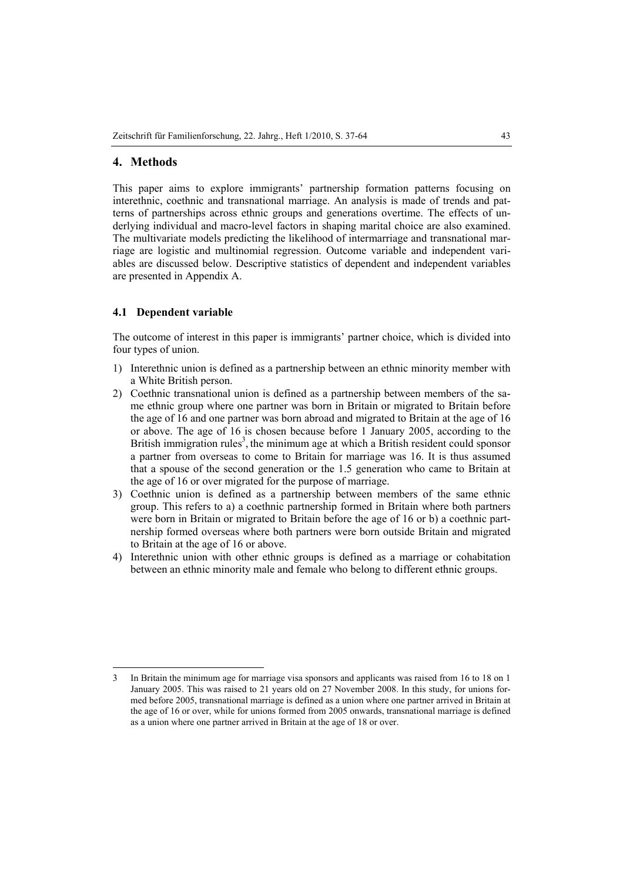## 4. Methods

This paper aims to explore immigrants' partnership formation patterns focusing on interethnic, coethnic and transnational marriage. An analysis is made of trends and patterns of partnerships across ethnic groups and generations overtime. The effects of underlying individual and macro-level factors in shaping marital choice are also examined. The multivariate models predicting the likelihood of intermarriage and transnational marriage are logistic and multinomial regression. Outcome variable and independent variables are discussed below. Descriptive statistics of dependent and independent variables are presented in Appendix A.

### 4.1 Dependent variable

The outcome of interest in this paper is immigrants' partner choice, which is divided into four types of union.

1) Interethnic union is defined as a partnership between an ethnic minority member with a White British person.
2) Coethnic transnational union is defined as a partnership between members of the same ethnic group where one partner was born in Britain or migrated to Britain before the age of 16 and one partner was born abroad and migrated to Britain at the age of 16 or above. The age of 16 is chosen because before 1 January 2005, according to the British immigration rules[3], the minimum age at which a British resident could sponsor a partner from overseas to come to Britain for marriage was 16. It is thus assumed that a spouse of the second generation or the 1.5 generation who came to Britain at the age of 16 or over migrated for the purpose of marriage.
3) Coethnic union is defined as a partnership between members of the same ethnic group. This refers to a) a coethnic partnership formed in Britain where both partners were born in Britain or migrated to Britain before the age of 16 or b) a coethnic partnership formed overseas where both partners were born outside Britain and migrated to Britain at the age of 16 or above.
4) Interethnic union with other ethnic groups is defined as a marriage or cohabitation between an ethnic minority male and female who belong to different ethnic groups.

---

3 In Britain the minimum age for marriage visa sponsors and applicants was raised from 16 to 18 on 1 January 2005. This was raised to 21 years old on 27 November 2008. In this study, for unions formed before 2005, transnational marriage is defined as a union where one partner arrived in Britain at the age of 16 or over, while for unions formed from 2005 onwards, transnational marriage is defined as a union where one partner arrived in Britain at the age of 18 or over.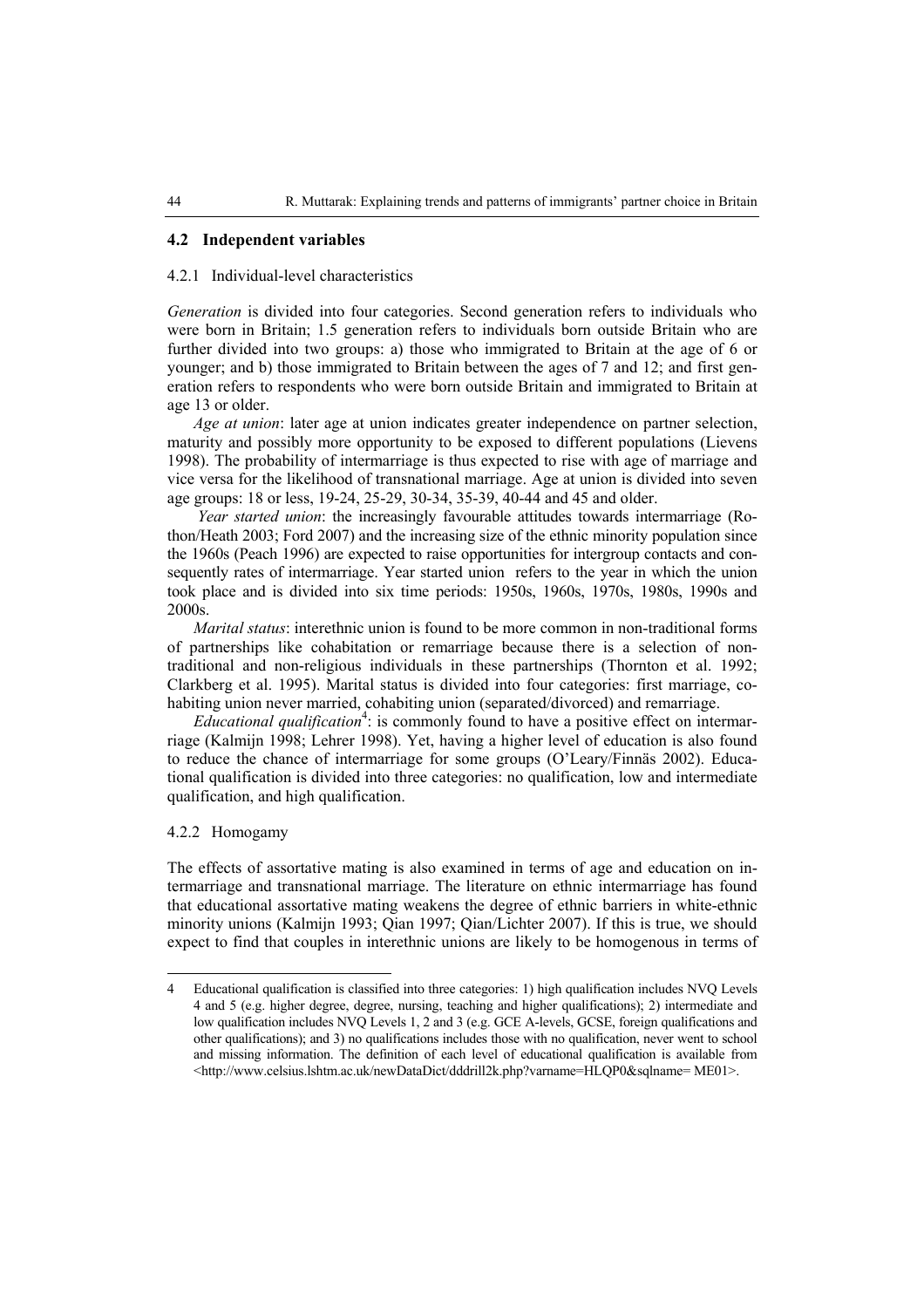### 4.2 Independent variables

#### 4.2.1 Individual-level characteristics

*Generation* is divided into four categories. Second generation refers to individuals who were born in Britain; 1.5 generation refers to individuals born outside Britain who are further divided into two groups: a) those who immigrated to Britain at the age of 6 or younger; and b) those immigrated to Britain between the ages of 7 and 12; and first generation refers to respondents who were born outside Britain and immigrated to Britain at age 13 or older.

*Age at union*: later age at union indicates greater independence on partner selection, maturity and possibly more opportunity to be exposed to different populations (Lievens 1998). The probability of intermarriage is thus expected to rise with age of marriage and vice versa for the likelihood of transnational marriage. Age at union is divided into seven age groups: 18 or less, 19-24, 25-29, 30-34, 35-39, 40-44 and 45 and older.

*Year started union*: the increasingly favourable attitudes towards intermarriage (Rothon/Heath 2003; Ford 2007) and the increasing size of the ethnic minority population since the 1960s (Peach 1996) are expected to raise opportunities for intergroup contacts and consequently rates of intermarriage. Year started union refers to the year in which the union took place and is divided into six time periods: 1950s, 1960s, 1970s, 1980s, 1990s and 2000s.

*Marital status*: interethnic union is found to be more common in non-traditional forms of partnerships like cohabitation or remarriage because there is a selection of non-traditional and non-religious individuals in these partnerships (Thornton et al. 1992; Clarkberg et al. 1995). Marital status is divided into four categories: first marriage, cohabiting union never married, cohabiting union (separated/divorced) and remarriage.

*Educational qualification*[4]: is commonly found to have a positive effect on intermarriage (Kalmijn 1998; Lehrer 1998). Yet, having a higher level of education is also found to reduce the chance of intermarriage for some groups (O'Leary/Finnäs 2002). Educational qualification is divided into three categories: no qualification, low and intermediate qualification, and high qualification.

#### 4.2.2 Homogamy

The effects of assortative mating is also examined in terms of age and education on intermarriage and transnational marriage. The literature on ethnic intermarriage has found that educational assortative mating weakens the degree of ethnic barriers in white-ethnic minority unions (Kalmijn 1993; Qian 1997; Qian/Lichter 2007). If this is true, we should expect to find that couples in interethnic unions are likely to be homogenous in terms of

---

4 Educational qualification is classified into three categories: 1) high qualification includes NVQ Levels 4 and 5 (e.g. higher degree, degree, nursing, teaching and higher qualifications); 2) intermediate and low qualification includes NVQ Levels 1, 2 and 3 (e.g. GCE A-levels, GCSE, foreign qualifications and other qualifications); and 3) no qualifications includes those with no qualification, never went to school and missing information. The definition of each level of educational qualification is available from <http://www.celsius.lshtm.ac.uk/newDataDict/dddrill2k.php?varname=HLQP0&sqlname= ME01>.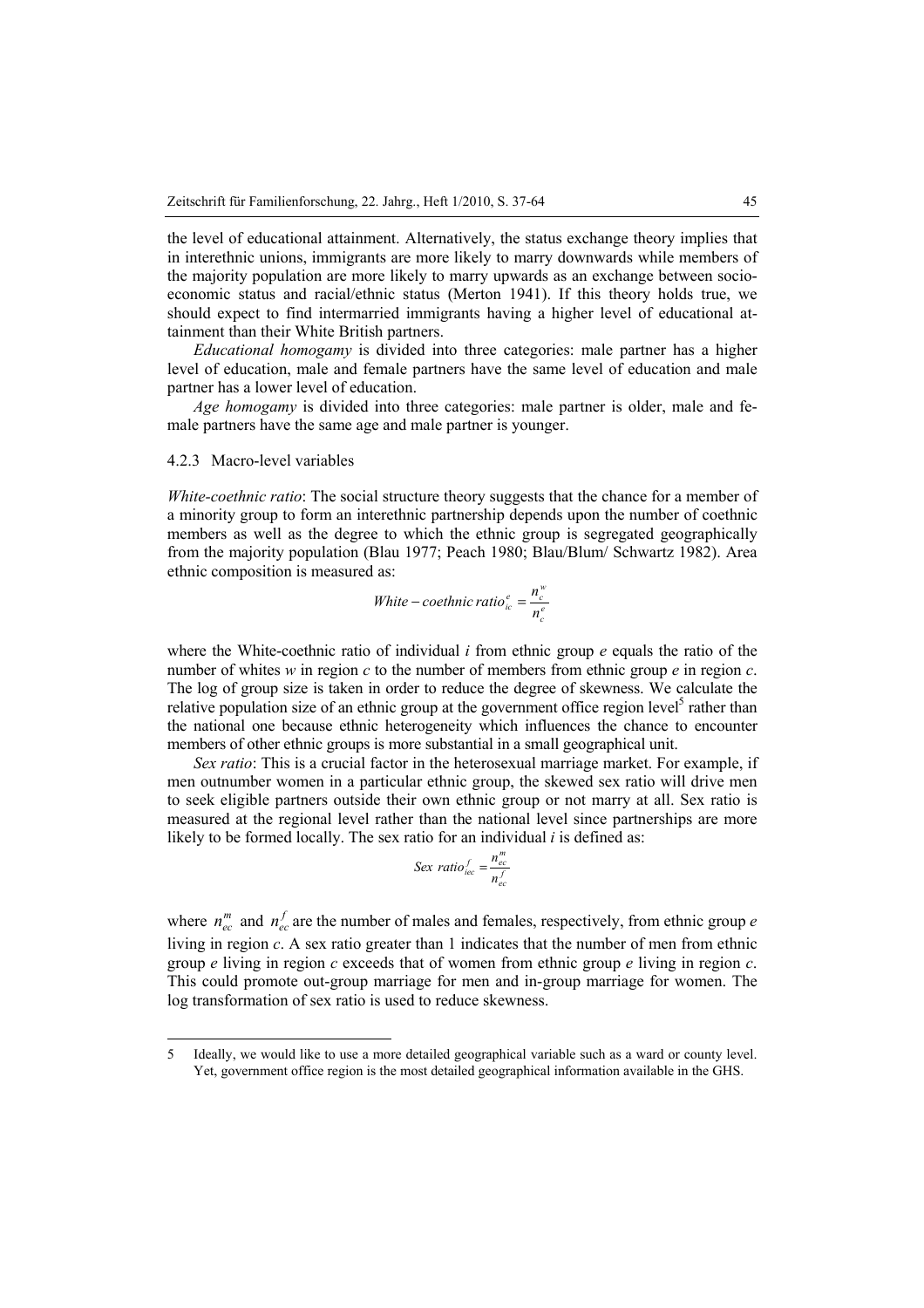the level of educational attainment. Alternatively, the status exchange theory implies that in interethnic unions, immigrants are more likely to marry downwards while members of the majority population are more likely to marry upwards as an exchange between socio-economic status and racial/ethnic status (Merton 1941). If this theory holds true, we should expect to find intermarried immigrants having a higher level of educational attainment than their White British partners.

*Educational homogamy* is divided into three categories: male partner has a higher level of education, male and female partners have the same level of education and male partner has a lower level of education.

*Age homogamy* is divided into three categories: male partner is older, male and female partners have the same age and male partner is younger.

#### 4.2.3 Macro-level variables

*White-coethnic ratio*: The social structure theory suggests that the chance for a member of a minority group to form an interethnic partnership depends upon the number of coethnic members as well as the degree to which the ethnic group is segregated geographically from the majority population (Blau 1977; Peach 1980; Blau/Blum/ Schwartz 1982). Area ethnic composition is measured as:

$$White - coethnic\ ratio_{ic}^{e} = \frac{n_{c}^{w}}{n_{c}^{e}}$$

where the White-coethnic ratio of individual *i* from ethnic group *e* equals the ratio of the number of whites *w* in region *c* to the number of members from ethnic group *e* in region *c*. The log of group size is taken in order to reduce the degree of skewness. We calculate the relative population size of an ethnic group at the government office region level[5] rather than the national one because ethnic heterogeneity which influences the chance to encounter members of other ethnic groups is more substantial in a small geographical unit.

*Sex ratio*: This is a crucial factor in the heterosexual marriage market. For example, if men outnumber women in a particular ethnic group, the skewed sex ratio will drive men to seek eligible partners outside their own ethnic group or not marry at all. Sex ratio is measured at the regional level rather than the national level since partnerships are more likely to be formed locally. The sex ratio for an individual *i* is defined as:

$$Sex\ ratio_{iec}^{f} = \frac{n_{ec}^{m}}{n_{ec}^{f}}$$

where $n_{ec}^{m}$ and $n_{ec}^{f}$ are the number of males and females, respectively, from ethnic group *e* living in region *c*. A sex ratio greater than 1 indicates that the number of men from ethnic group *e* living in region *c* exceeds that of women from ethnic group *e* living in region *c*. This could promote out-group marriage for men and in-group marriage for women. The log transformation of sex ratio is used to reduce skewness.

5 Ideally, we would like to use a more detailed geographical variable such as a ward or county level. Yet, government office region is the most detailed geographical information available in the GHS.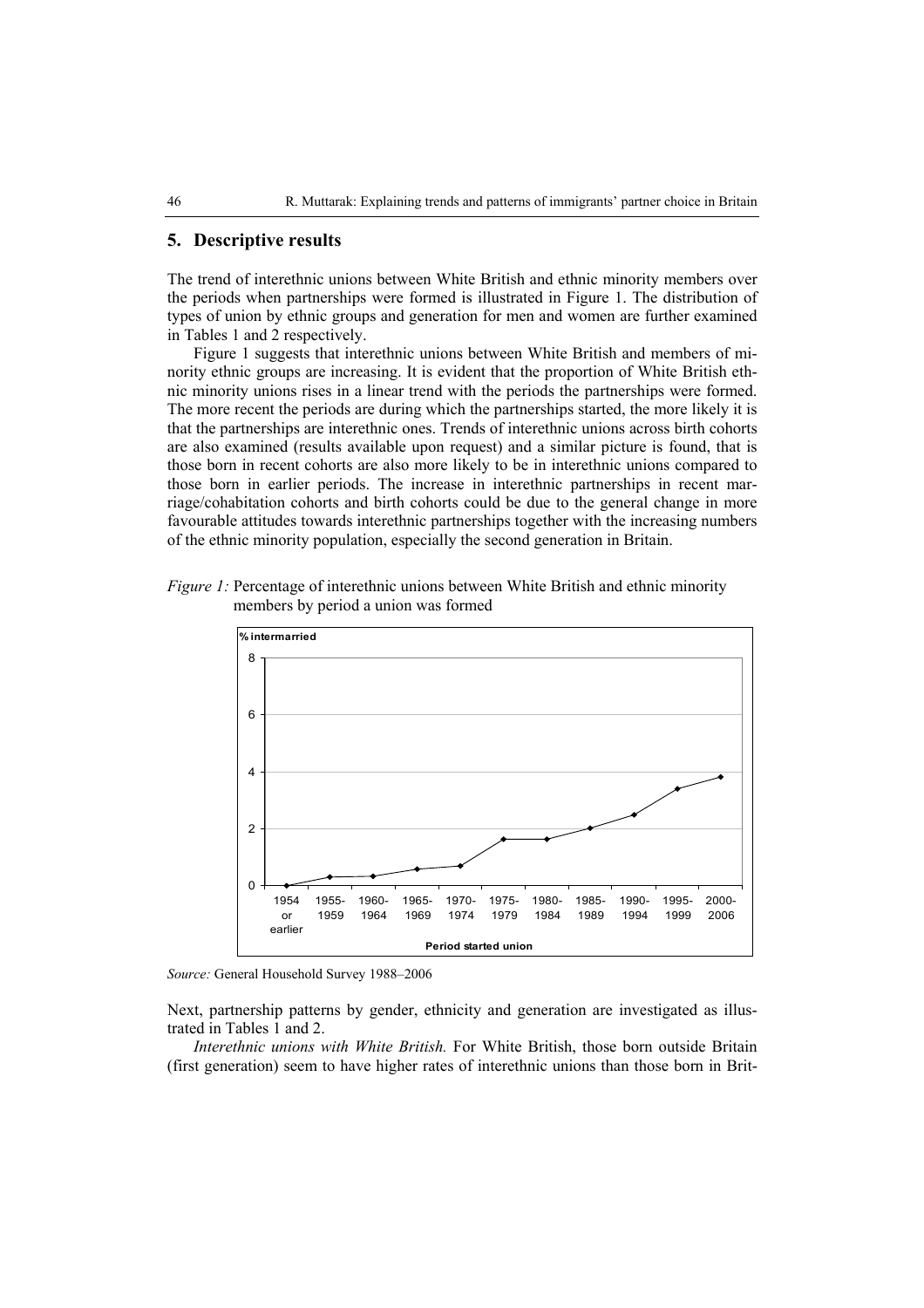## 5. Descriptive results

The trend of interethnic unions between White British and ethnic minority members over the periods when partnerships were formed is illustrated in Figure 1. The distribution of types of union by ethnic groups and generation for men and women are further examined in Tables 1 and 2 respectively.

Figure 1 suggests that interethnic unions between White British and members of minority ethnic groups are increasing. It is evident that the proportion of White British ethnic minority unions rises in a linear trend with the periods the partnerships were formed. The more recent the periods are during which the partnerships started, the more likely it is that the partnerships are interethnic ones. Trends of interethnic unions across birth cohorts are also examined (results available upon request) and a similar picture is found, that is those born in recent cohorts are also more likely to be in interethnic unions compared to those born in earlier periods. The increase in interethnic partnerships in recent marriage/cohabitation cohorts and birth cohorts could be due to the general change in more favourable attitudes towards interethnic partnerships together with the increasing numbers of the ethnic minority population, especially the second generation in Britain.

*Figure 1:* Percentage of interethnic unions between White British and ethnic minority members by period a union was formed

*Source:* General Household Survey 1988–2006

Next, partnership patterns by gender, ethnicity and generation are investigated as illustrated in Tables 1 and 2.

*Interethnic unions with White British.* For White British, those born outside Britain (first generation) seem to have higher rates of interethnic unions than those born in Brit-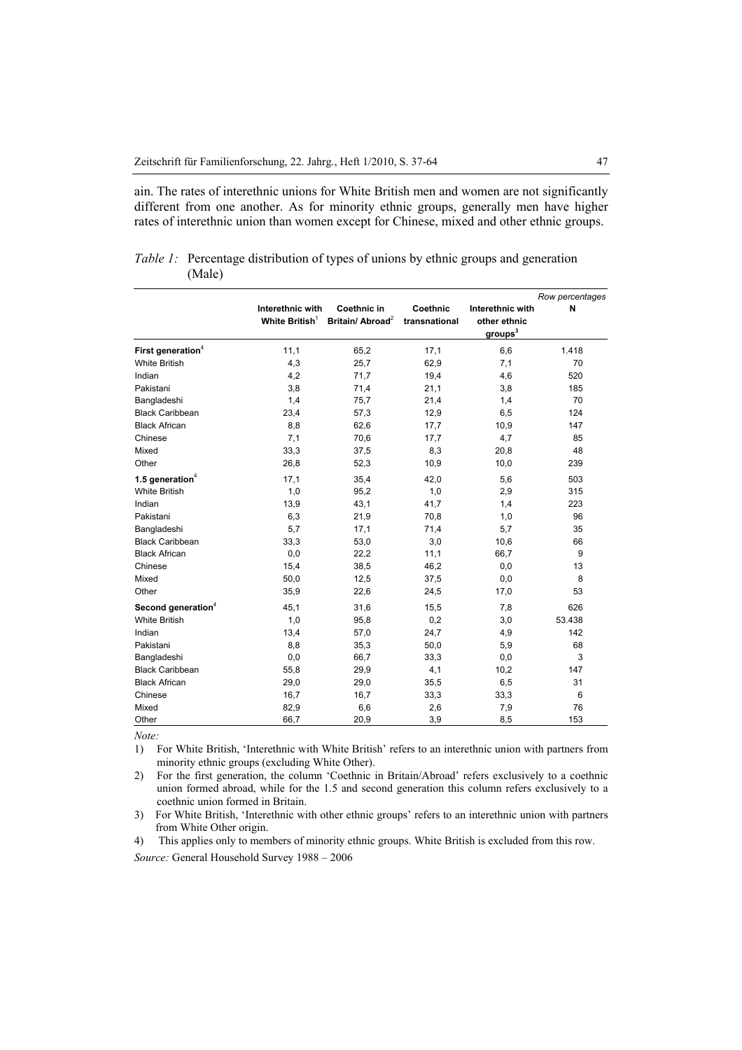ain. The rates of interethnic unions for White British men and women are not significantly different from one another. As for minority ethnic groups, generally men have higher rates of interethnic union than women except for Chinese, mixed and other ethnic groups.

*Table 1:* Percentage distribution of types of unions by ethnic groups and generation (Male)

*Row percentages*

| | Interethnic with White British[1] | Coethnic in Britain/ Abroad[2] | Coethnic transnational | Interethnic with other ethnic groups[3] | N |
|---|---|---|---|---|---|
| **First generation**[4] | 11,1 | 65,2 | 17,1 | 6,6 | 1.418 |
| White British | 4,3 | 25,7 | 62,9 | 7,1 | 70 |
| Indian | 4,2 | 71,7 | 19,4 | 4,6 | 520 |
| Pakistani | 3,8 | 71,4 | 21,1 | 3,8 | 185 |
| Bangladeshi | 1,4 | 75,7 | 21,4 | 1,4 | 70 |
| Black Caribbean | 23,4 | 57,3 | 12,9 | 6,5 | 124 |
| Black African | 8,8 | 62,6 | 17,7 | 10,9 | 147 |
| Chinese | 7,1 | 70,6 | 17,7 | 4,7 | 85 |
| Mixed | 33,3 | 37,5 | 8,3 | 20,8 | 48 |
| Other | 26,8 | 52,3 | 10,9 | 10,0 | 239 |
| **1.5 generation**[4] | 17,1 | 35,4 | 42,0 | 5,6 | 503 |
| White British | 1,0 | 95,2 | 1,0 | 2,9 | 315 |
| Indian | 13,9 | 43,1 | 41,7 | 1,4 | 223 |
| Pakistani | 6,3 | 21,9 | 70,8 | 1,0 | 96 |
| Bangladeshi | 5,7 | 17,1 | 71,4 | 5,7 | 35 |
| Black Caribbean | 33,3 | 53,0 | 3,0 | 10,6 | 66 |
| Black African | 0,0 | 22,2 | 11,1 | 66,7 | 9 |
| Chinese | 15,4 | 38,5 | 46,2 | 0,0 | 13 |
| Mixed | 50,0 | 12,5 | 37,5 | 0,0 | 8 |
| Other | 35,9 | 22,6 | 24,5 | 17,0 | 53 |
| **Second generation**[4] | 45,1 | 31,6 | 15,5 | 7,8 | 626 |
| White British | 1,0 | 95,8 | 0,2 | 3,0 | 53.438 |
| Indian | 13,4 | 57,0 | 24,7 | 4,9 | 142 |
| Pakistani | 8,8 | 35,3 | 50,0 | 5,9 | 68 |
| Bangladeshi | 0,0 | 66,7 | 33,3 | 0,0 | 3 |
| Black Caribbean | 55,8 | 29,9 | 4,1 | 10,2 | 147 |
| Black African | 29,0 | 29,0 | 35,5 | 6,5 | 31 |
| Chinese | 16,7 | 16,7 | 33,3 | 33,3 | 6 |
| Mixed | 82,9 | 6,6 | 2,6 | 7,9 | 76 |
| Other | 66,7 | 20,9 | 3,9 | 8,5 | 153 |

*Note:*

1) For White British, 'Interethnic with White British' refers to an interethnic union with partners from minority ethnic groups (excluding White Other).

2) For the first generation, the column 'Coethnic in Britain/Abroad' refers exclusively to a coethnic union formed abroad, while for the 1.5 and second generation this column refers exclusively to a coethnic union formed in Britain.

3) For White British, 'Interethnic with other ethnic groups' refers to an interethnic union with partners from White Other origin.

4) This applies only to members of minority ethnic groups. White British is excluded from this row.

*Source:* General Household Survey 1988 – 2006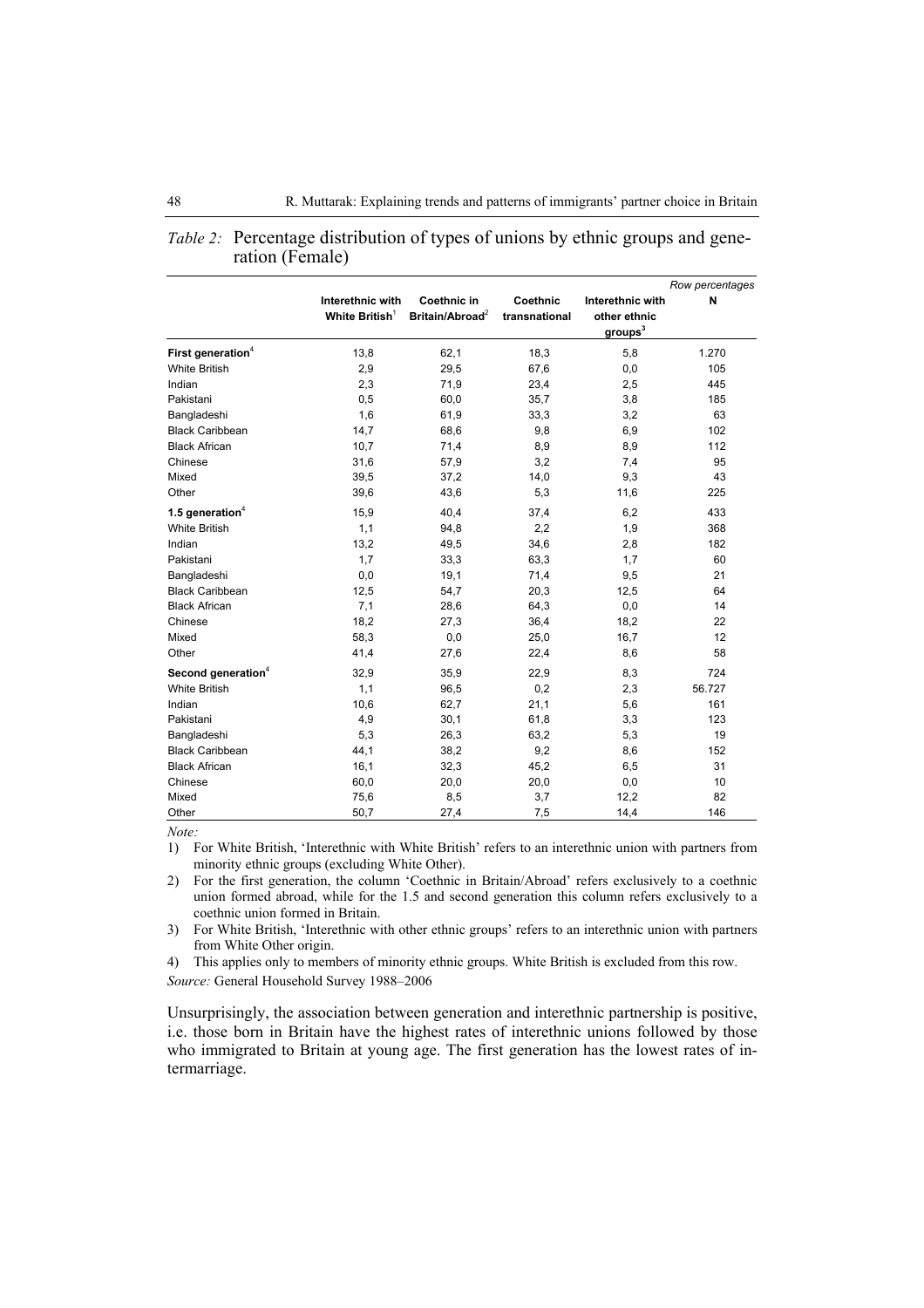*Table 2:* Percentage distribution of types of unions by ethnic groups and generation (Female)

| | Interethnic with White British[1] | Coethnic in Britain/Abroad[2] | Coethnic transnational | Interethnic with other ethnic groups[3] | N |
|---|---|---|---|---|---|
| | | | | | *Row percentages* |
| **First generation**[4] | 13,8 | 62,1 | 18,3 | 5,8 | 1.270 |
| White British | 2,9 | 29,5 | 67,6 | 0,0 | 105 |
| Indian | 2,3 | 71,9 | 23,4 | 2,5 | 445 |
| Pakistani | 0,5 | 60,0 | 35,7 | 3,8 | 185 |
| Bangladeshi | 1,6 | 61,9 | 33,3 | 3,2 | 63 |
| Black Caribbean | 14,7 | 68,6 | 9,8 | 6,9 | 102 |
| Black African | 10,7 | 71,4 | 8,9 | 8,9 | 112 |
| Chinese | 31,6 | 57,9 | 3,2 | 7,4 | 95 |
| Mixed | 39,5 | 37,2 | 14,0 | 9,3 | 43 |
| Other | 39,6 | 43,6 | 5,3 | 11,6 | 225 |
| **1.5 generation**[4] | 15,9 | 40,4 | 37,4 | 6,2 | 433 |
| White British | 1,1 | 94,8 | 2,2 | 1,9 | 368 |
| Indian | 13,2 | 49,5 | 34,6 | 2,8 | 182 |
| Pakistani | 1,7 | 33,3 | 63,3 | 1,7 | 60 |
| Bangladeshi | 0,0 | 19,1 | 71,4 | 9,5 | 21 |
| Black Caribbean | 12,5 | 54,7 | 20,3 | 12,5 | 64 |
| Black African | 7,1 | 28,6 | 64,3 | 0,0 | 14 |
| Chinese | 18,2 | 27,3 | 36,4 | 18,2 | 22 |
| Mixed | 58,3 | 0,0 | 25,0 | 16,7 | 12 |
| Other | 41,4 | 27,6 | 22,4 | 8,6 | 58 |
| **Second generation**[4] | 32,9 | 35,9 | 22,9 | 8,3 | 724 |
| White British | 1,1 | 96,5 | 0,2 | 2,3 | 56.727 |
| Indian | 10,6 | 62,7 | 21,1 | 5,6 | 161 |
| Pakistani | 4,9 | 30,1 | 61,8 | 3,3 | 123 |
| Bangladeshi | 5,3 | 26,3 | 63,2 | 5,3 | 19 |
| Black Caribbean | 44,1 | 38,2 | 9,2 | 8,6 | 152 |
| Black African | 16,1 | 32,3 | 45,2 | 6,5 | 31 |
| Chinese | 60,0 | 20,0 | 20,0 | 0,0 | 10 |
| Mixed | 75,6 | 8,5 | 3,7 | 12,2 | 82 |
| Other | 50,7 | 27,4 | 7,5 | 14,4 | 146 |

*Note:*

1) For White British, 'Interethnic with White British' refers to an interethnic union with partners from minority ethnic groups (excluding White Other).

2) For the first generation, the column 'Coethnic in Britain/Abroad' refers exclusively to a coethnic union formed abroad, while for the 1.5 and second generation this column refers exclusively to a coethnic union formed in Britain.

3) For White British, 'Interethnic with other ethnic groups' refers to an interethnic union with partners from White Other origin.

4) This applies only to members of minority ethnic groups. White British is excluded from this row.

*Source:* General Household Survey 1988–2006

Unsurprisingly, the association between generation and interethnic partnership is positive, i.e. those born in Britain have the highest rates of interethnic unions followed by those who immigrated to Britain at young age. The first generation has the lowest rates of intermarriage.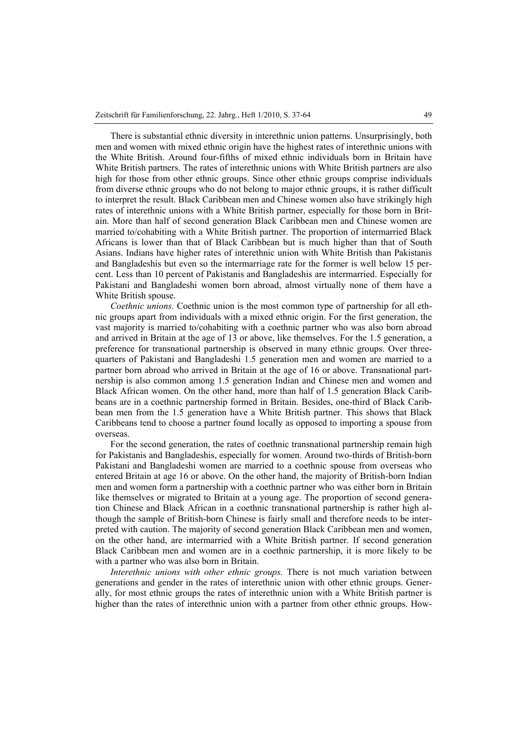There is substantial ethnic diversity in interethnic union patterns. Unsurprisingly, both men and women with mixed ethnic origin have the highest rates of interethnic unions with the White British. Around four-fifths of mixed ethnic individuals born in Britain have White British partners. The rates of interethnic unions with White British partners are also high for those from other ethnic groups. Since other ethnic groups comprise individuals from diverse ethnic groups who do not belong to major ethnic groups, it is rather difficult to interpret the result. Black Caribbean men and Chinese women also have strikingly high rates of interethnic unions with a White British partner, especially for those born in Britain. More than half of second generation Black Caribbean men and Chinese women are married to/cohabiting with a White British partner. The proportion of intermarried Black Africans is lower than that of Black Caribbean but is much higher than that of South Asians. Indians have higher rates of interethnic union with White British than Pakistanis and Bangladeshis but even so the intermarriage rate for the former is well below 15 percent. Less than 10 percent of Pakistanis and Bangladeshis are intermarried. Especially for Pakistani and Bangladeshi women born abroad, almost virtually none of them have a White British spouse.

*Coethnic unions.* Coethnic union is the most common type of partnership for all ethnic groups apart from individuals with a mixed ethnic origin. For the first generation, the vast majority is married to/cohabiting with a coethnic partner who was also born abroad and arrived in Britain at the age of 13 or above, like themselves. For the 1.5 generation, a preference for transnational partnership is observed in many ethnic groups. Over three-quarters of Pakistani and Bangladeshi 1.5 generation men and women are married to a partner born abroad who arrived in Britain at the age of 16 or above. Transnational partnership is also common among 1.5 generation Indian and Chinese men and women and Black African women. On the other hand, more than half of 1.5 generation Black Caribbeans are in a coethnic partnership formed in Britain. Besides, one-third of Black Caribbean men from the 1.5 generation have a White British partner. This shows that Black Caribbeans tend to choose a partner found locally as opposed to importing a spouse from overseas.

For the second generation, the rates of coethnic transnational partnership remain high for Pakistanis and Bangladeshis, especially for women. Around two-thirds of British-born Pakistani and Bangladeshi women are married to a coethnic spouse from overseas who entered Britain at age 16 or above. On the other hand, the majority of British-born Indian men and women form a partnership with a coethnic partner who was either born in Britain like themselves or migrated to Britain at a young age. The proportion of second generation Chinese and Black African in a coethnic transnational partnership is rather high although the sample of British-born Chinese is fairly small and therefore needs to be interpreted with caution. The majority of second generation Black Caribbean men and women, on the other hand, are intermarried with a White British partner. If second generation Black Caribbean men and women are in a coethnic partnership, it is more likely to be with a partner who was also born in Britain.

*Interethnic unions with other ethnic groups.* There is not much variation between generations and gender in the rates of interethnic union with other ethnic groups. Generally, for most ethnic groups the rates of interethnic union with a White British partner is higher than the rates of interethnic union with a partner from other ethnic groups. How-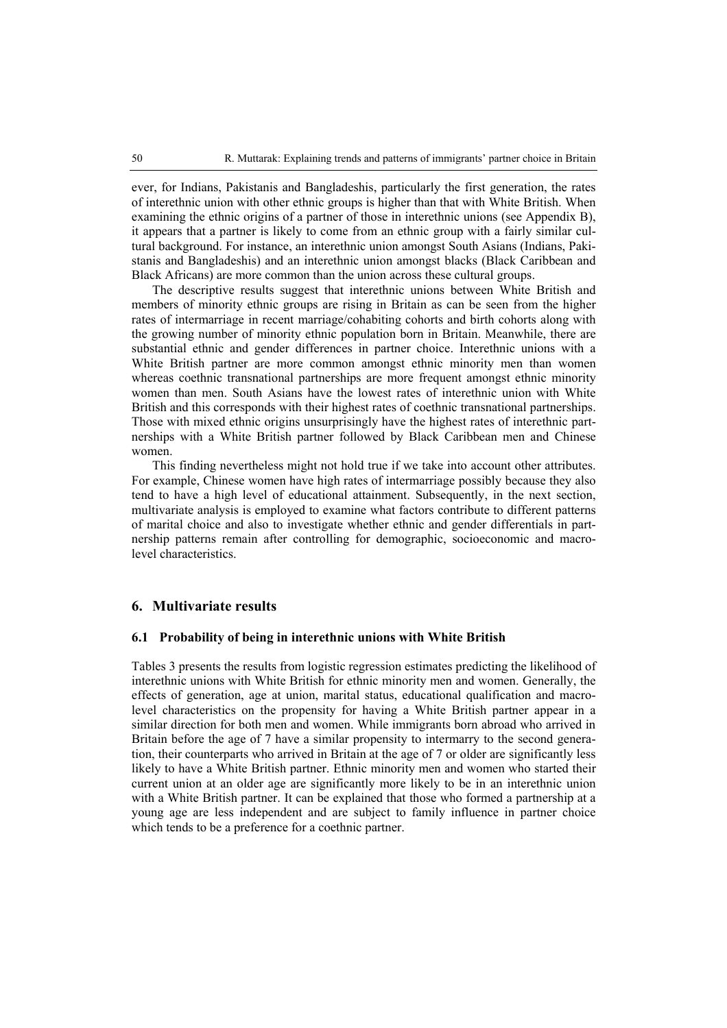ever, for Indians, Pakistanis and Bangladeshis, particularly the first generation, the rates of interethnic union with other ethnic groups is higher than that with White British. When examining the ethnic origins of a partner of those in interethnic unions (see Appendix B), it appears that a partner is likely to come from an ethnic group with a fairly similar cultural background. For instance, an interethnic union amongst South Asians (Indians, Pakistanis and Bangladeshis) and an interethnic union amongst blacks (Black Caribbean and Black Africans) are more common than the union across these cultural groups.

The descriptive results suggest that interethnic unions between White British and members of minority ethnic groups are rising in Britain as can be seen from the higher rates of intermarriage in recent marriage/cohabiting cohorts and birth cohorts along with the growing number of minority ethnic population born in Britain. Meanwhile, there are substantial ethnic and gender differences in partner choice. Interethnic unions with a White British partner are more common amongst ethnic minority men than women whereas coethnic transnational partnerships are more frequent amongst ethnic minority women than men. South Asians have the lowest rates of interethnic union with White British and this corresponds with their highest rates of coethnic transnational partnerships. Those with mixed ethnic origins unsurprisingly have the highest rates of interethnic partnerships with a White British partner followed by Black Caribbean men and Chinese women.

This finding nevertheless might not hold true if we take into account other attributes. For example, Chinese women have high rates of intermarriage possibly because they also tend to have a high level of educational attainment. Subsequently, in the next section, multivariate analysis is employed to examine what factors contribute to different patterns of marital choice and also to investigate whether ethnic and gender differentials in partnership patterns remain after controlling for demographic, socioeconomic and macro-level characteristics.

## 6. Multivariate results

### 6.1 Probability of being in interethnic unions with White British

Tables 3 presents the results from logistic regression estimates predicting the likelihood of interethnic unions with White British for ethnic minority men and women. Generally, the effects of generation, age at union, marital status, educational qualification and macro-level characteristics on the propensity for having a White British partner appear in a similar direction for both men and women. While immigrants born abroad who arrived in Britain before the age of 7 have a similar propensity to intermarry to the second generation, their counterparts who arrived in Britain at the age of 7 or older are significantly less likely to have a White British partner. Ethnic minority men and women who started their current union at an older age are significantly more likely to be in an interethnic union with a White British partner. It can be explained that those who formed a partnership at a young age are less independent and are subject to family influence in partner choice which tends to be a preference for a coethnic partner.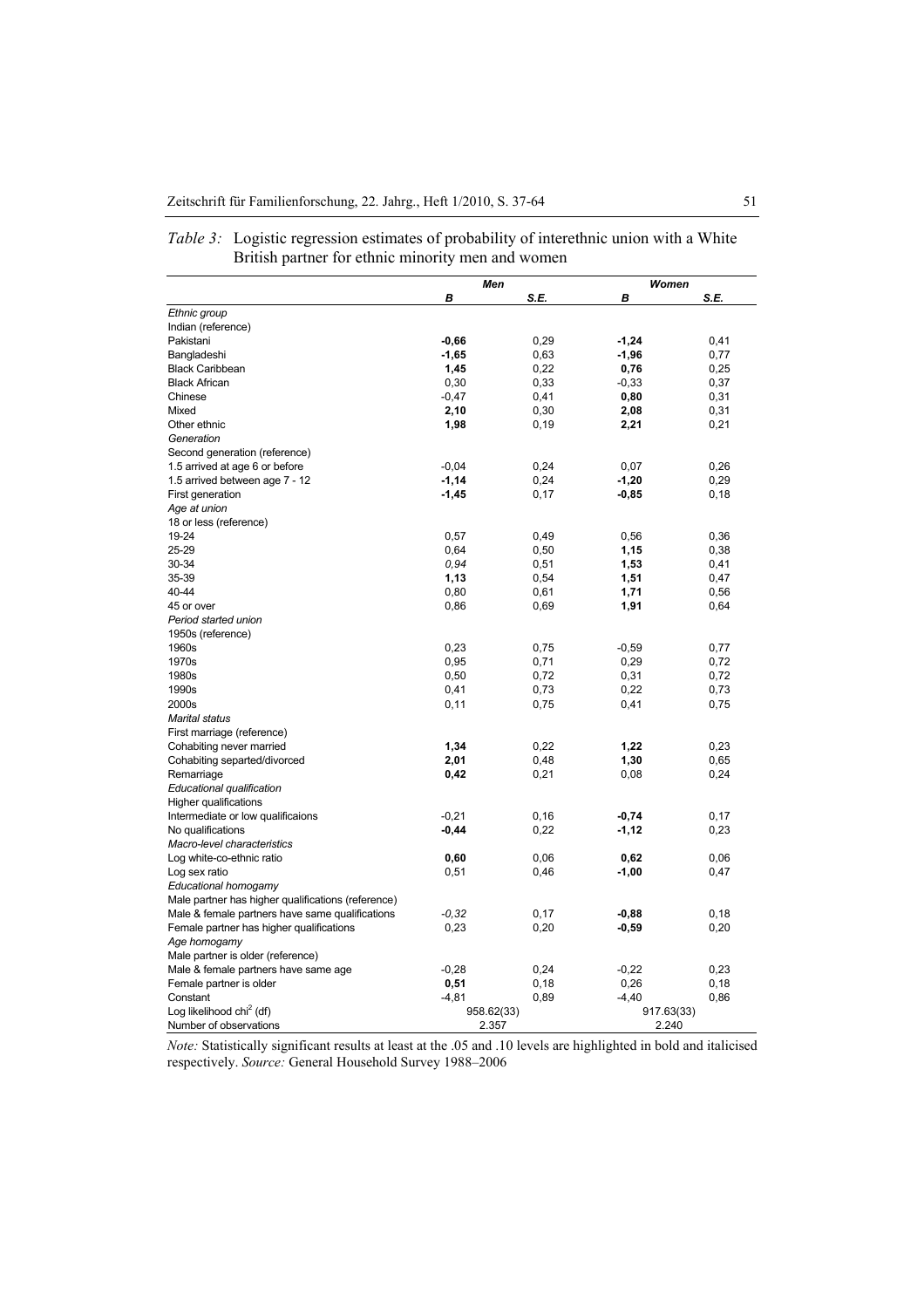*Table 3:* Logistic regression estimates of probability of interethnic union with a White British partner for ethnic minority men and women

| | *Men* | | *Women* | |
|---|---|---|---|---|
| | ***B*** | ***S.E.*** | ***B*** | ***S.E.*** |
| *Ethnic group* | | | | |
| Indian (reference) | | | | |
| Pakistani | **-0,66** | 0,29 | **-1,24** | 0,41 |
| Bangladeshi | **-1,65** | 0,63 | **-1,96** | 0,77 |
| Black Caribbean | **1,45** | 0,22 | **0,76** | 0,25 |
| Black African | 0,30 | 0,33 | -0,33 | 0,37 |
| Chinese | -0,47 | 0,41 | **0,80** | 0,31 |
| Mixed | **2,10** | 0,30 | **2,08** | 0,31 |
| Other ethnic | **1,98** | 0,19 | **2,21** | 0,21 |
| *Generation* | | | | |
| Second generation (reference) | | | | |
| 1.5 arrived at age 6 or before | -0,04 | 0,24 | 0,07 | 0,26 |
| 1.5 arrived between age 7 - 12 | **-1,14** | 0,24 | **-1,20** | 0,29 |
| First generation | **-1,45** | 0,17 | **-0,85** | 0,18 |
| *Age at union* | | | | |
| 18 or less (reference) | | | | |
| 19-24 | 0,57 | 0,49 | 0,56 | 0,36 |
| 25-29 | 0,64 | 0,50 | **1,15** | 0,38 |
| 30-34 | *0,94* | 0,51 | **1,53** | 0,41 |
| 35-39 | **1,13** | 0,54 | **1,51** | 0,47 |
| 40-44 | 0,80 | 0,61 | **1,71** | 0,56 |
| 45 or over | 0,86 | 0,69 | **1,91** | 0,64 |
| *Period started union* | | | | |
| 1950s (reference) | | | | |
| 1960s | 0,23 | 0,75 | -0,59 | 0,77 |
| 1970s | 0,95 | 0,71 | 0,29 | 0,72 |
| 1980s | 0,50 | 0,72 | 0,31 | 0,72 |
| 1990s | 0,41 | 0,73 | 0,22 | 0,73 |
| 2000s | 0,11 | 0,75 | 0,41 | 0,75 |
| *Marital status* | | | | |
| First marriage (reference) | | | | |
| Cohabiting never married | **1,34** | 0,22 | **1,22** | 0,23 |
| Cohabiting separted/divorced | **2,01** | 0,48 | **1,30** | 0,65 |
| Remarriage | **0,42** | 0,21 | 0,08 | 0,24 |
| *Educational qualification* | | | | |
| Higher qualifications | | | | |
| Intermediate or low qualificaions | -0,21 | 0,16 | **-0,74** | 0,17 |
| No qualifications | **-0,44** | 0,22 | **-1,12** | 0,23 |
| *Macro-level characteristics* | | | | |
| Log white-co-ethnic ratio | **0,60** | 0,06 | **0,62** | 0,06 |
| Log sex ratio | 0,51 | 0,46 | **-1,00** | 0,47 |
| *Educational homogamy* | | | | |
| Male partner has higher qualifications (reference) | | | | |
| Male & female partners have same qualifications | *-0,32* | 0,17 | **-0,88** | 0,18 |
| Female partner has higher qualifications | 0,23 | 0,20 | **-0,59** | 0,20 |
| *Age homogamy* | | | | |
| Male partner is older (reference) | | | | |
| Male & female partners have same age | -0,28 | 0,24 | -0,22 | 0,23 |
| Female partner is older | **0,51** | 0,18 | 0,26 | 0,18 |
| Constant | -4,81 | 0,89 | -4,40 | 0,86 |
| Log likelihood $chi^2$ (df) | 958.62(33) | | 917.63(33) | |
| Number of observations | 2.357 | | 2.240 | |

*Note:* Statistically significant results at least at the .05 and .10 levels are highlighted in bold and italicised respectively. *Source:* General Household Survey 1988–2006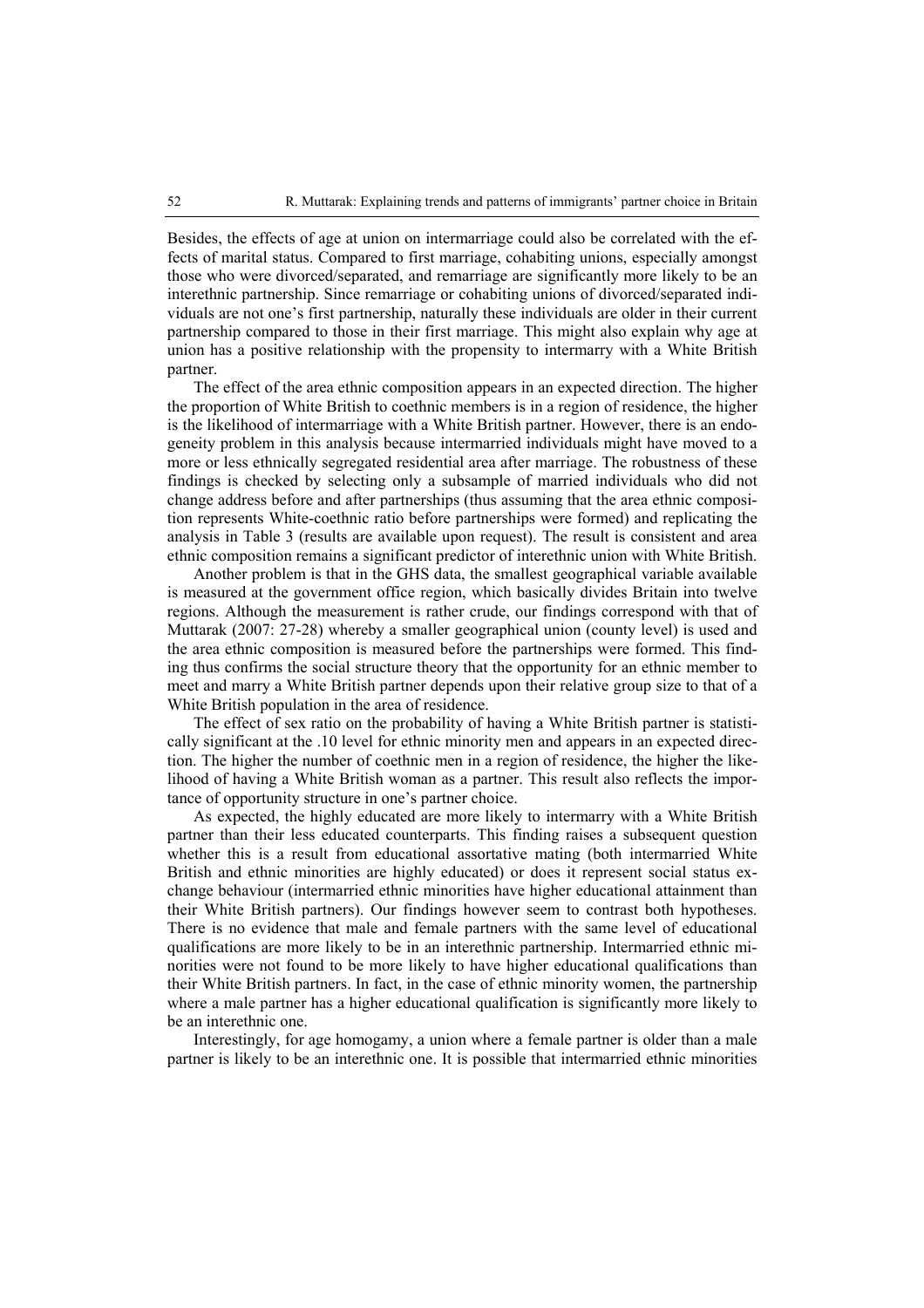Besides, the effects of age at union on intermarriage could also be correlated with the effects of marital status. Compared to first marriage, cohabiting unions, especially amongst those who were divorced/separated, and remarriage are significantly more likely to be an interethnic partnership. Since remarriage or cohabiting unions of divorced/separated individuals are not one's first partnership, naturally these individuals are older in their current partnership compared to those in their first marriage. This might also explain why age at union has a positive relationship with the propensity to intermarry with a White British partner.

The effect of the area ethnic composition appears in an expected direction. The higher the proportion of White British to coethnic members is in a region of residence, the higher is the likelihood of intermarriage with a White British partner. However, there is an endogeneity problem in this analysis because intermarried individuals might have moved to a more or less ethnically segregated residential area after marriage. The robustness of these findings is checked by selecting only a subsample of married individuals who did not change address before and after partnerships (thus assuming that the area ethnic composition represents White-coethnic ratio before partnerships were formed) and replicating the analysis in Table 3 (results are available upon request). The result is consistent and area ethnic composition remains a significant predictor of interethnic union with White British.

Another problem is that in the GHS data, the smallest geographical variable available is measured at the government office region, which basically divides Britain into twelve regions. Although the measurement is rather crude, our findings correspond with that of Muttarak (2007: 27-28) whereby a smaller geographical union (county level) is used and the area ethnic composition is measured before the partnerships were formed. This finding thus confirms the social structure theory that the opportunity for an ethnic member to meet and marry a White British partner depends upon their relative group size to that of a White British population in the area of residence.

The effect of sex ratio on the probability of having a White British partner is statistically significant at the .10 level for ethnic minority men and appears in an expected direction. The higher the number of coethnic men in a region of residence, the higher the likelihood of having a White British woman as a partner. This result also reflects the importance of opportunity structure in one's partner choice.

As expected, the highly educated are more likely to intermarry with a White British partner than their less educated counterparts. This finding raises a subsequent question whether this is a result from educational assortative mating (both intermarried White British and ethnic minorities are highly educated) or does it represent social status exchange behaviour (intermarried ethnic minorities have higher educational attainment than their White British partners). Our findings however seem to contrast both hypotheses. There is no evidence that male and female partners with the same level of educational qualifications are more likely to be in an interethnic partnership. Intermarried ethnic minorities were not found to be more likely to have higher educational qualifications than their White British partners. In fact, in the case of ethnic minority women, the partnership where a male partner has a higher educational qualification is significantly more likely to be an interethnic one.

Interestingly, for age homogamy, a union where a female partner is older than a male partner is likely to be an interethnic one. It is possible that intermarried ethnic minorities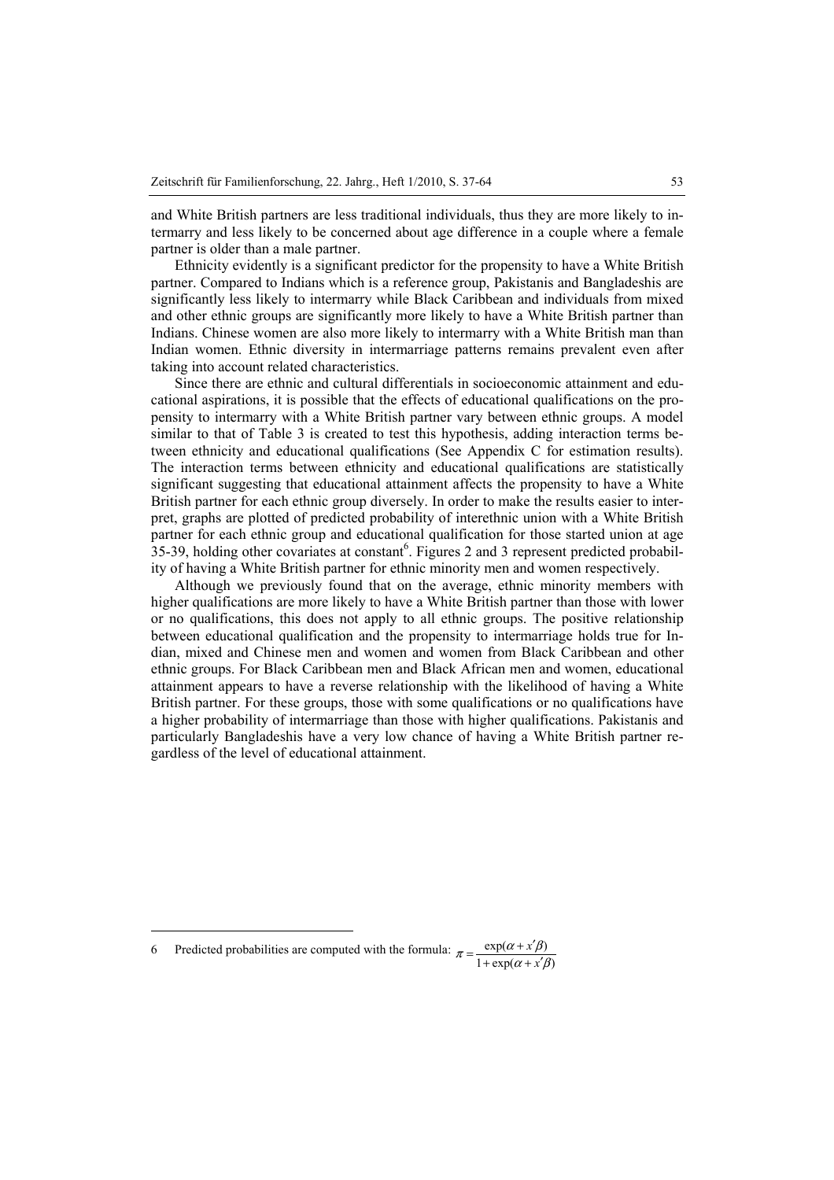and White British partners are less traditional individuals, thus they are more likely to intermarry and less likely to be concerned about age difference in a couple where a female partner is older than a male partner.

Ethnicity evidently is a significant predictor for the propensity to have a White British partner. Compared to Indians which is a reference group, Pakistanis and Bangladeshis are significantly less likely to intermarry while Black Caribbean and individuals from mixed and other ethnic groups are significantly more likely to have a White British partner than Indians. Chinese women are also more likely to intermarry with a White British man than Indian women. Ethnic diversity in intermarriage patterns remains prevalent even after taking into account related characteristics.

Since there are ethnic and cultural differentials in socioeconomic attainment and educational aspirations, it is possible that the effects of educational qualifications on the propensity to intermarry with a White British partner vary between ethnic groups. A model similar to that of Table 3 is created to test this hypothesis, adding interaction terms between ethnicity and educational qualifications (See Appendix C for estimation results). The interaction terms between ethnicity and educational qualifications are statistically significant suggesting that educational attainment affects the propensity to have a White British partner for each ethnic group diversely. In order to make the results easier to interpret, graphs are plotted of predicted probability of interethnic union with a White British partner for each ethnic group and educational qualification for those started union at age 35-39, holding other covariates at constant[6]. Figures 2 and 3 represent predicted probability of having a White British partner for ethnic minority men and women respectively.

Although we previously found that on the average, ethnic minority members with higher qualifications are more likely to have a White British partner than those with lower or no qualifications, this does not apply to all ethnic groups. The positive relationship between educational qualification and the propensity to intermarriage holds true for Indian, mixed and Chinese men and women and women from Black Caribbean and other ethnic groups. For Black Caribbean men and Black African men and women, educational attainment appears to have a reverse relationship with the likelihood of having a White British partner. For these groups, those with some qualifications or no qualifications have a higher probability of intermarriage than those with higher qualifications. Pakistanis and particularly Bangladeshis have a very low chance of having a White British partner regardless of the level of educational attainment.

---

6 Predicted probabilities are computed with the formula: $\pi = \frac{\exp(\alpha + x'\beta)}{1 + \exp(\alpha + x'\beta)}$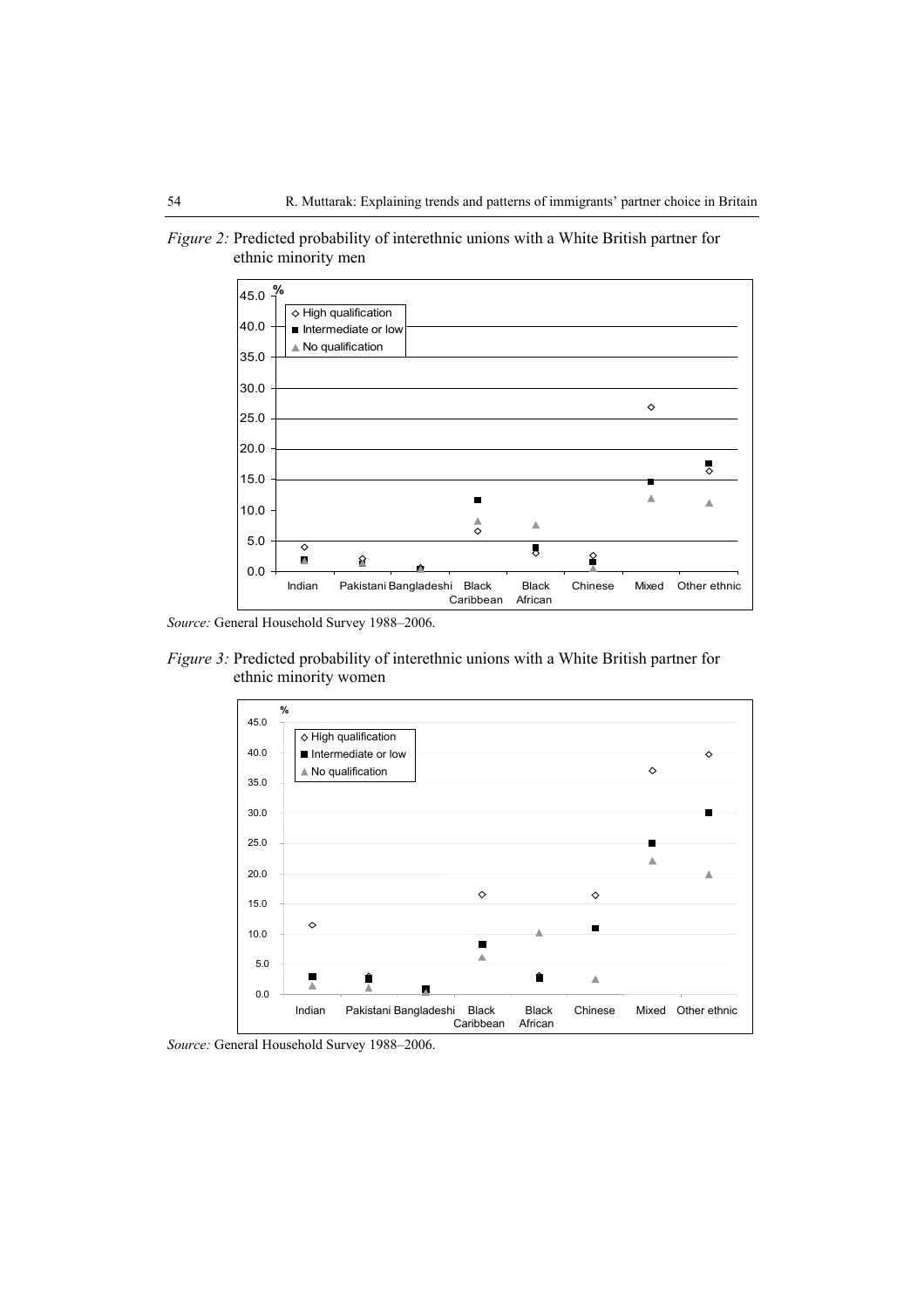*Figure 2:* Predicted probability of interethnic unions with a White British partner for ethnic minority men

*Source:* General Household Survey 1988–2006.

*Figure 3:* Predicted probability of interethnic unions with a White British partner for ethnic minority women

*Source:* General Household Survey 1988–2006.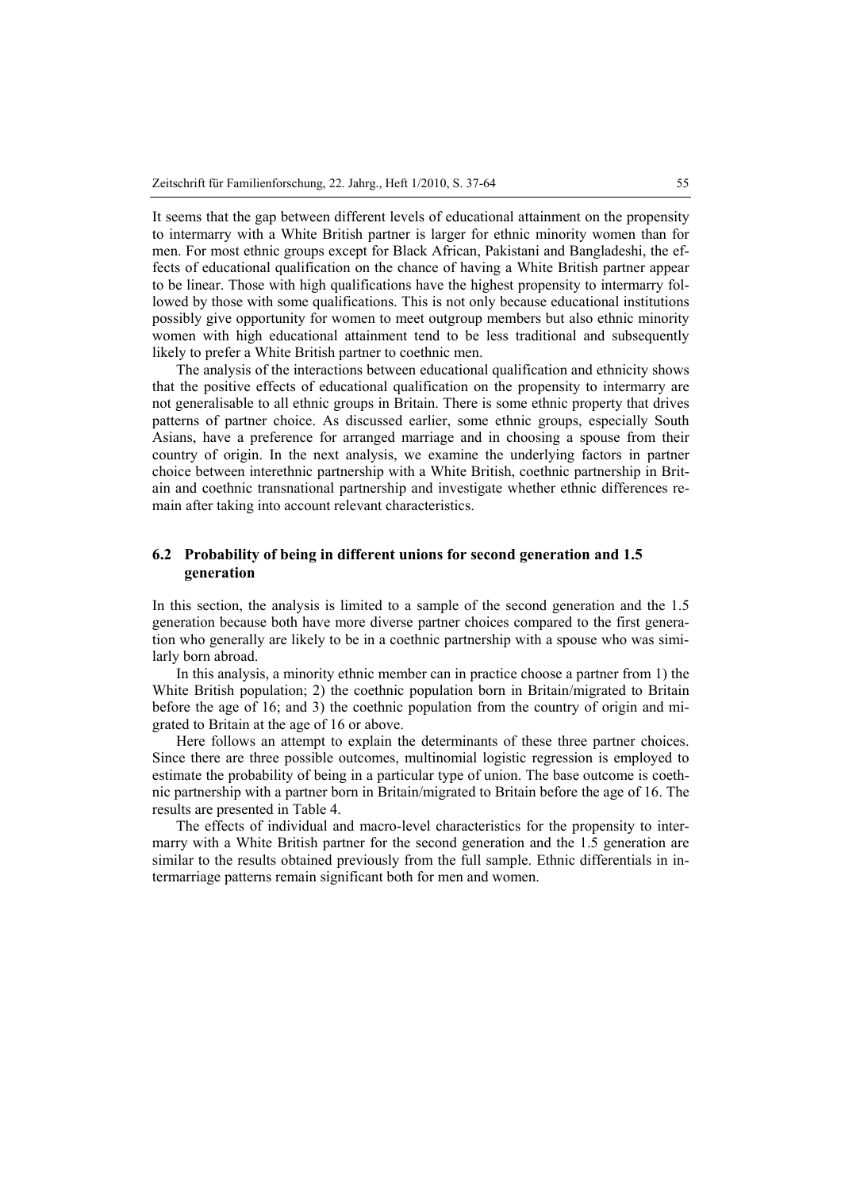It seems that the gap between different levels of educational attainment on the propensity to intermarry with a White British partner is larger for ethnic minority women than for men. For most ethnic groups except for Black African, Pakistani and Bangladeshi, the effects of educational qualification on the chance of having a White British partner appear to be linear. Those with high qualifications have the highest propensity to intermarry followed by those with some qualifications. This is not only because educational institutions possibly give opportunity for women to meet outgroup members but also ethnic minority women with high educational attainment tend to be less traditional and subsequently likely to prefer a White British partner to coethnic men.

The analysis of the interactions between educational qualification and ethnicity shows that the positive effects of educational qualification on the propensity to intermarry are not generalisable to all ethnic groups in Britain. There is some ethnic property that drives patterns of partner choice. As discussed earlier, some ethnic groups, especially South Asians, have a preference for arranged marriage and in choosing a spouse from their country of origin. In the next analysis, we examine the underlying factors in partner choice between interethnic partnership with a White British, coethnic partnership in Britain and coethnic transnational partnership and investigate whether ethnic differences remain after taking into account relevant characteristics.

### 6.2 Probability of being in different unions for second generation and 1.5 generation

In this section, the analysis is limited to a sample of the second generation and the 1.5 generation because both have more diverse partner choices compared to the first generation who generally are likely to be in a coethnic partnership with a spouse who was similarly born abroad.

In this analysis, a minority ethnic member can in practice choose a partner from 1) the White British population; 2) the coethnic population born in Britain/migrated to Britain before the age of 16; and 3) the coethnic population from the country of origin and migrated to Britain at the age of 16 or above.

Here follows an attempt to explain the determinants of these three partner choices. Since there are three possible outcomes, multinomial logistic regression is employed to estimate the probability of being in a particular type of union. The base outcome is coethnic partnership with a partner born in Britain/migrated to Britain before the age of 16. The results are presented in Table 4.

The effects of individual and macro-level characteristics for the propensity to intermarry with a White British partner for the second generation and the 1.5 generation are similar to the results obtained previously from the full sample. Ethnic differentials in intermarriage patterns remain significant both for men and women.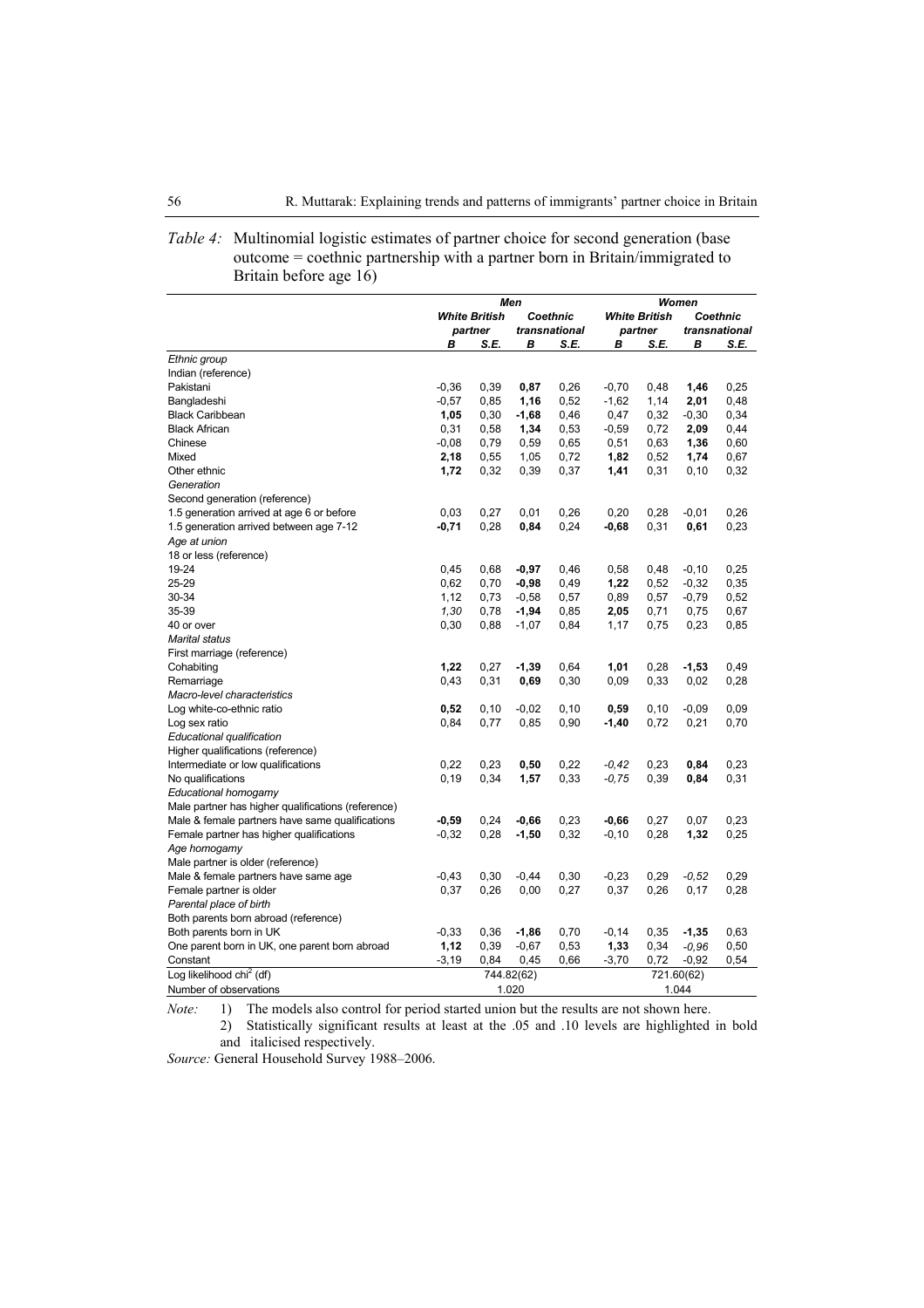*Table 4:* Multinomial logistic estimates of partner choice for second generation (base outcome = coethnic partnership with a partner born in Britain/immigrated to Britain before age 16)

| | **Men** | | | | **Women** | | | |
|---|---|---|---|---|---|---|---|---|
| | **White British partner** | | **Coethnic transnational** | | **White British partner** | | **Coethnic transnational** | |
| | **B** | **S.E.** | **B** | **S.E.** | **B** | **S.E.** | **B** | **S.E.** |
| *Ethnic group* | | | | | | | | |
| Indian (reference) | | | | | | | | |
| Pakistani | -0,36 | 0,39 | **0,87** | 0,26 | -0,70 | 0,48 | **1,46** | 0,25 |
| Bangladeshi | -0,57 | 0,85 | **1,16** | 0,52 | -1,62 | 1,14 | **2,01** | 0,48 |
| Black Caribbean | **1,05** | 0,30 | **-1,68** | 0,46 | 0,47 | 0,32 | -0,30 | 0,34 |
| Black African | 0,31 | 0,58 | **1,34** | 0,53 | -0,59 | 0,72 | **2,09** | 0,44 |
| Chinese | -0,08 | 0,79 | 0,59 | 0,65 | 0,51 | 0,63 | **1,36** | 0,60 |
| Mixed | **2,18** | 0,55 | 1,05 | 0,72 | **1,82** | 0,52 | **1,74** | 0,67 |
| Other ethnic | **1,72** | 0,32 | 0,39 | 0,37 | **1,41** | 0,31 | 0,10 | 0,32 |
| *Generation* | | | | | | | | |
| Second generation (reference) | | | | | | | | |
| 1.5 generation arrived at age 6 or before | 0,03 | 0,27 | 0,01 | 0,26 | 0,20 | 0,28 | -0,01 | 0,26 |
| 1.5 generation arrived between age 7-12 | **-0,71** | 0,28 | **0,84** | 0,24 | **-0,68** | 0,31 | **0,61** | 0,23 |
| *Age at union* | | | | | | | | |
| 18 or less (reference) | | | | | | | | |
| 19-24 | 0,45 | 0,68 | **-0,97** | 0,46 | 0,58 | 0,48 | -0,10 | 0,25 |
| 25-29 | 0,62 | 0,70 | **-0,98** | 0,49 | **1,22** | 0,52 | -0,32 | 0,35 |
| 30-34 | 1,12 | 0,73 | -0,58 | 0,57 | 0,89 | 0,57 | -0,79 | 0,52 |
| 35-39 | *1,30* | 0,78 | **-1,94** | 0,85 | **2,05** | 0,71 | 0,75 | 0,67 |
| 40 or over | 0,30 | 0,88 | -1,07 | 0,84 | 1,17 | 0,75 | 0,23 | 0,85 |
| *Marital status* | | | | | | | | |
| First marriage (reference) | | | | | | | | |
| Cohabiting | **1,22** | 0,27 | **-1,39** | 0,64 | **1,01** | 0,28 | **-1,53** | 0,49 |
| Remarriage | 0,43 | 0,31 | **0,69** | 0,30 | 0,09 | 0,33 | 0,02 | 0,28 |
| *Macro-level characteristics* | | | | | | | | |
| Log white-co-ethnic ratio | **0,52** | 0,10 | -0,02 | 0,10 | **0,59** | 0,10 | -0,09 | 0,09 |
| Log sex ratio | 0,84 | 0,77 | 0,85 | 0,90 | **-1,40** | 0,72 | 0,21 | 0,70 |
| *Educational qualification* | | | | | | | | |
| Higher qualifications (reference) | | | | | | | | |
| Intermediate or low qualifications | 0,22 | 0,23 | **0,50** | 0,22 | *-0,42* | 0,23 | **0,84** | 0,23 |
| No qualifications | 0,19 | 0,34 | **1,57** | 0,33 | *-0,75* | 0,39 | **0,84** | 0,31 |
| *Educational homogamy* | | | | | | | | |
| Male partner has higher qualifications (reference) | | | | | | | | |
| Male & female partners have same qualifications | **-0,59** | 0,24 | **-0,66** | 0,23 | **-0,66** | 0,27 | 0,07 | 0,23 |
| Female partner has higher qualifications | -0,32 | 0,28 | **-1,50** | 0,32 | -0,10 | 0,28 | **1,32** | 0,25 |
| *Age homogamy* | | | | | | | | |
| Male partner is older (reference) | | | | | | | | |
| Male & female partners have same age | -0,43 | 0,30 | -0,44 | 0,30 | -0,23 | 0,29 | *-0,52* | 0,29 |
| Female partner is older | 0,37 | 0,26 | 0,00 | 0,27 | 0,37 | 0,26 | 0,17 | 0,28 |
| *Parental place of birth* | | | | | | | | |
| Both parents born abroad (reference) | | | | | | | | |
| Both parents born in UK | -0,33 | 0,36 | **-1,86** | 0,70 | -0,14 | 0,35 | **-1,35** | 0,63 |
| One parent born in UK, one parent born abroad | **1,12** | 0,39 | -0,67 | 0,53 | **1,33** | 0,34 | *-0,96* | 0,50 |
| Constant | -3,19 | 0,84 | 0,45 | 0,66 | -3,70 | 0,72 | -0,92 | 0,54 |
| Log likelihood chi$^2$ (df) | 744.82(62) | | | | 721.60(62) | | | |
| Number of observations | 1.020 | | | | 1.044 | | | |

*Note:* 1) The models also control for period started union but the results are not shown here.
2) Statistically significant results at least at the .05 and .10 levels are highlighted in bold and italicised respectively.

*Source:* General Household Survey 1988–2006.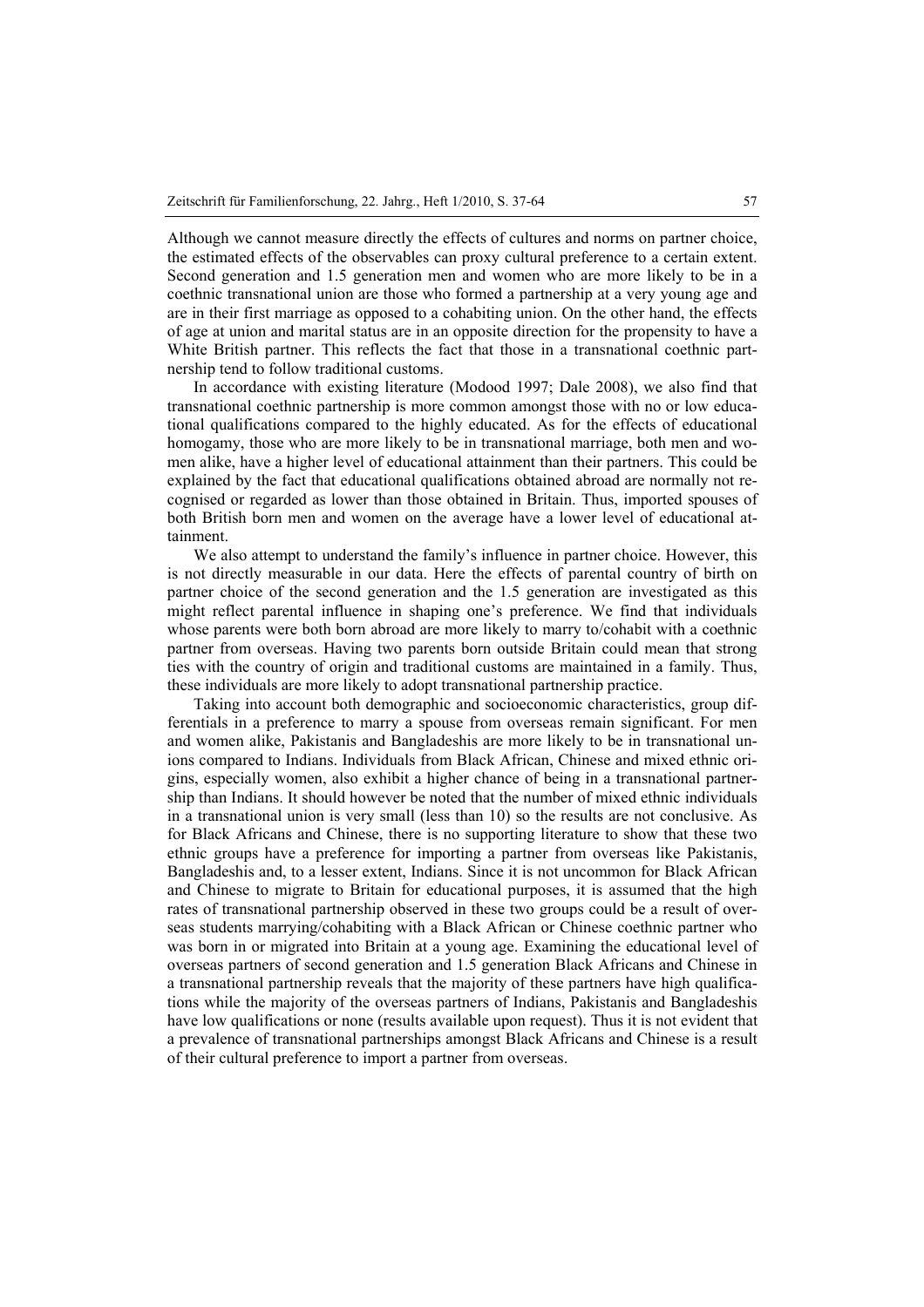Although we cannot measure directly the effects of cultures and norms on partner choice, the estimated effects of the observables can proxy cultural preference to a certain extent. Second generation and 1.5 generation men and women who are more likely to be in a coethnic transnational union are those who formed a partnership at a very young age and are in their first marriage as opposed to a cohabiting union. On the other hand, the effects of age at union and marital status are in an opposite direction for the propensity to have a White British partner. This reflects the fact that those in a transnational coethnic partnership tend to follow traditional customs.

In accordance with existing literature (Modood 1997; Dale 2008), we also find that transnational coethnic partnership is more common amongst those with no or low educational qualifications compared to the highly educated. As for the effects of educational homogamy, those who are more likely to be in transnational marriage, both men and women alike, have a higher level of educational attainment than their partners. This could be explained by the fact that educational qualifications obtained abroad are normally not recognised or regarded as lower than those obtained in Britain. Thus, imported spouses of both British born men and women on the average have a lower level of educational attainment.

We also attempt to understand the family's influence in partner choice. However, this is not directly measurable in our data. Here the effects of parental country of birth on partner choice of the second generation and the 1.5 generation are investigated as this might reflect parental influence in shaping one's preference. We find that individuals whose parents were both born abroad are more likely to marry to/cohabit with a coethnic partner from overseas. Having two parents born outside Britain could mean that strong ties with the country of origin and traditional customs are maintained in a family. Thus, these individuals are more likely to adopt transnational partnership practice.

Taking into account both demographic and socioeconomic characteristics, group differentials in a preference to marry a spouse from overseas remain significant. For men and women alike, Pakistanis and Bangladeshis are more likely to be in transnational unions compared to Indians. Individuals from Black African, Chinese and mixed ethnic origins, especially women, also exhibit a higher chance of being in a transnational partnership than Indians. It should however be noted that the number of mixed ethnic individuals in a transnational union is very small (less than 10) so the results are not conclusive. As for Black Africans and Chinese, there is no supporting literature to show that these two ethnic groups have a preference for importing a partner from overseas like Pakistanis, Bangladeshis and, to a lesser extent, Indians. Since it is not uncommon for Black African and Chinese to migrate to Britain for educational purposes, it is assumed that the high rates of transnational partnership observed in these two groups could be a result of overseas students marrying/cohabiting with a Black African or Chinese coethnic partner who was born in or migrated into Britain at a young age. Examining the educational level of overseas partners of second generation and 1.5 generation Black Africans and Chinese in a transnational partnership reveals that the majority of these partners have high qualifications while the majority of the overseas partners of Indians, Pakistanis and Bangladeshis have low qualifications or none (results available upon request). Thus it is not evident that a prevalence of transnational partnerships amongst Black Africans and Chinese is a result of their cultural preference to import a partner from overseas.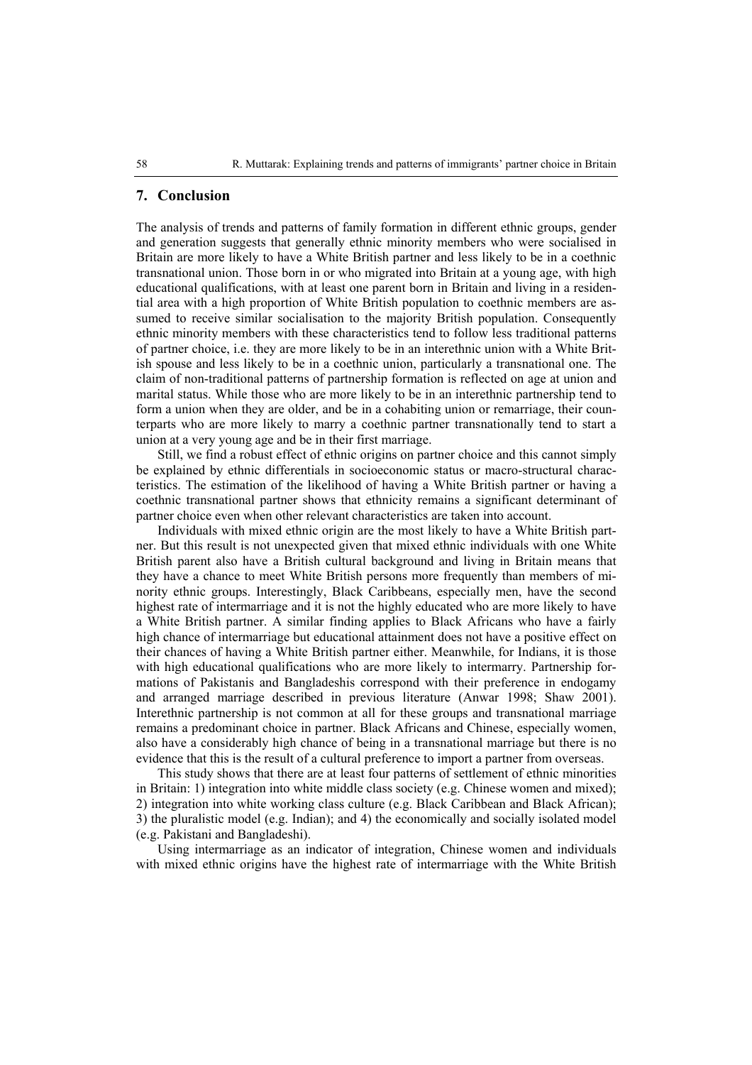## 7. Conclusion

The analysis of trends and patterns of family formation in different ethnic groups, gender and generation suggests that generally ethnic minority members who were socialised in Britain are more likely to have a White British partner and less likely to be in a coethnic transnational union. Those born in or who migrated into Britain at a young age, with high educational qualifications, with at least one parent born in Britain and living in a residential area with a high proportion of White British population to coethnic members are assumed to receive similar socialisation to the majority British population. Consequently ethnic minority members with these characteristics tend to follow less traditional patterns of partner choice, i.e. they are more likely to be in an interethnic union with a White British spouse and less likely to be in a coethnic union, particularly a transnational one. The claim of non-traditional patterns of partnership formation is reflected on age at union and marital status. While those who are more likely to be in an interethnic partnership tend to form a union when they are older, and be in a cohabiting union or remarriage, their counterparts who are more likely to marry a coethnic partner transnationally tend to start a union at a very young age and be in their first marriage.

Still, we find a robust effect of ethnic origins on partner choice and this cannot simply be explained by ethnic differentials in socioeconomic status or macro-structural characteristics. The estimation of the likelihood of having a White British partner or having a coethnic transnational partner shows that ethnicity remains a significant determinant of partner choice even when other relevant characteristics are taken into account.

Individuals with mixed ethnic origin are the most likely to have a White British partner. But this result is not unexpected given that mixed ethnic individuals with one White British parent also have a British cultural background and living in Britain means that they have a chance to meet White British persons more frequently than members of minority ethnic groups. Interestingly, Black Caribbeans, especially men, have the second highest rate of intermarriage and it is not the highly educated who are more likely to have a White British partner. A similar finding applies to Black Africans who have a fairly high chance of intermarriage but educational attainment does not have a positive effect on their chances of having a White British partner either. Meanwhile, for Indians, it is those with high educational qualifications who are more likely to intermarry. Partnership formations of Pakistanis and Bangladeshis correspond with their preference in endogamy and arranged marriage described in previous literature (Anwar 1998; Shaw 2001). Interethnic partnership is not common at all for these groups and transnational marriage remains a predominant choice in partner. Black Africans and Chinese, especially women, also have a considerably high chance of being in a transnational marriage but there is no evidence that this is the result of a cultural preference to import a partner from overseas.

This study shows that there are at least four patterns of settlement of ethnic minorities in Britain: 1) integration into white middle class society (e.g. Chinese women and mixed); 2) integration into white working class culture (e.g. Black Caribbean and Black African); 3) the pluralistic model (e.g. Indian); and 4) the economically and socially isolated model (e.g. Pakistani and Bangladeshi).

Using intermarriage as an indicator of integration, Chinese women and individuals with mixed ethnic origins have the highest rate of intermarriage with the White British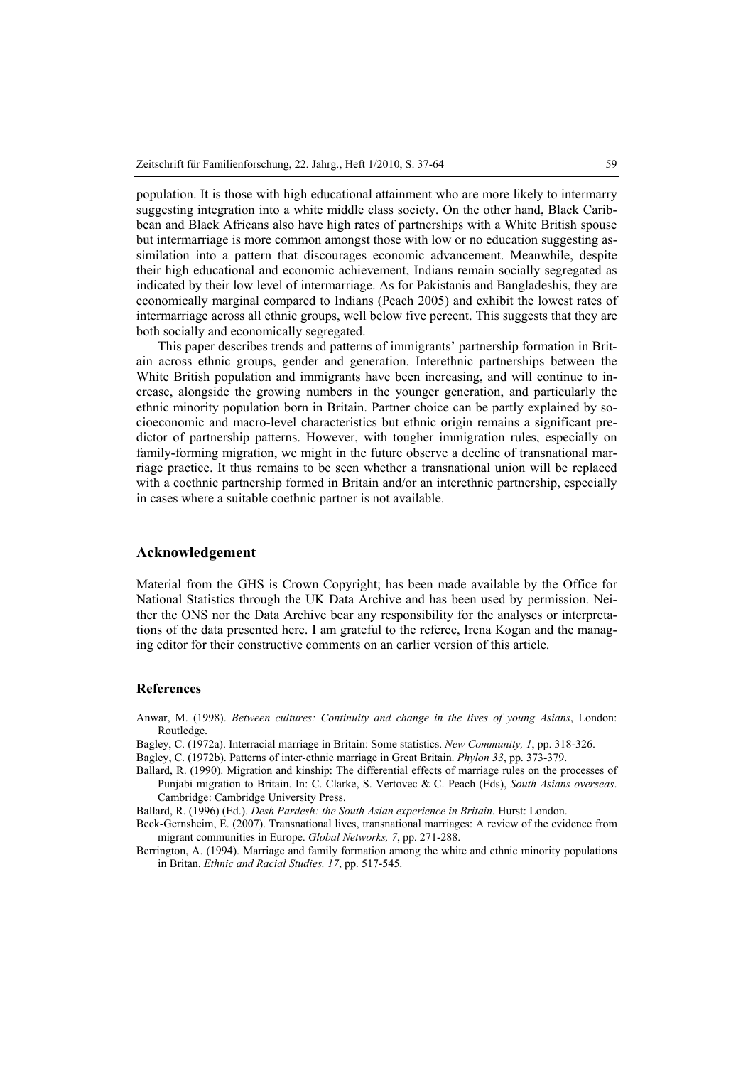population. It is those with high educational attainment who are more likely to intermarry suggesting integration into a white middle class society. On the other hand, Black Caribbean and Black Africans also have high rates of partnerships with a White British spouse but intermarriage is more common amongst those with low or no education suggesting assimilation into a pattern that discourages economic advancement. Meanwhile, despite their high educational and economic achievement, Indians remain socially segregated as indicated by their low level of intermarriage. As for Pakistanis and Bangladeshis, they are economically marginal compared to Indians (Peach 2005) and exhibit the lowest rates of intermarriage across all ethnic groups, well below five percent. This suggests that they are both socially and economically segregated.

This paper describes trends and patterns of immigrants' partnership formation in Britain across ethnic groups, gender and generation. Interethnic partnerships between the White British population and immigrants have been increasing, and will continue to increase, alongside the growing numbers in the younger generation, and particularly the ethnic minority population born in Britain. Partner choice can be partly explained by socioeconomic and macro-level characteristics but ethnic origin remains a significant predictor of partnership patterns. However, with tougher immigration rules, especially on family-forming migration, we might in the future observe a decline of transnational marriage practice. It thus remains to be seen whether a transnational union will be replaced with a coethnic partnership formed in Britain and/or an interethnic partnership, especially in cases where a suitable coethnic partner is not available.

## Acknowledgement

Material from the GHS is Crown Copyright; has been made available by the Office for National Statistics through the UK Data Archive and has been used by permission. Neither the ONS nor the Data Archive bear any responsibility for the analyses or interpretations of the data presented here. I am grateful to the referee, Irena Kogan and the managing editor for their constructive comments on an earlier version of this article.

## References

Anwar, M. (1998). *Between cultures: Continuity and change in the lives of young Asians*, London: Routledge.

Bagley, C. (1972a). Interracial marriage in Britain: Some statistics. *New Community, 1*, pp. 318-326.

Bagley, C. (1972b). Patterns of inter-ethnic marriage in Great Britain. *Phylon 33*, pp. 373-379.

Ballard, R. (1990). Migration and kinship: The differential effects of marriage rules on the processes of Punjabi migration to Britain. In: C. Clarke, S. Vertovec & C. Peach (Eds), *South Asians overseas*. Cambridge: Cambridge University Press.

Ballard, R. (1996) (Ed.). *Desh Pardesh: the South Asian experience in Britain*. Hurst: London.

Beck-Gernsheim, E. (2007). Transnational lives, transnational marriages: A review of the evidence from migrant communities in Europe. *Global Networks, 7*, pp. 271-288.

Berrington, A. (1994). Marriage and family formation among the white and ethnic minority populations in Britan. *Ethnic and Racial Studies, 17*, pp. 517-545.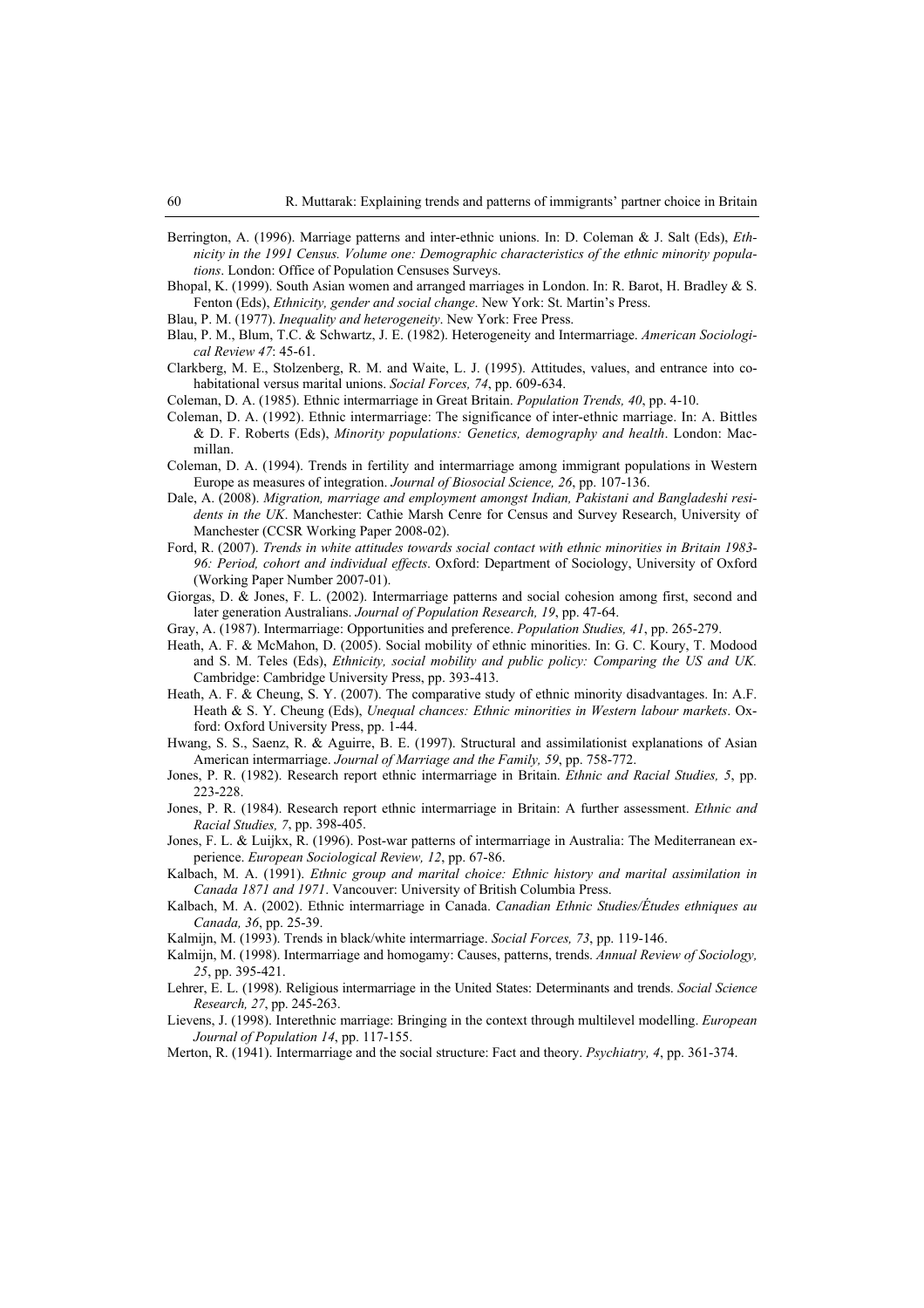Berrington, A. (1996). Marriage patterns and inter-ethnic unions. In: D. Coleman & J. Salt (Eds), *Ethnicity in the 1991 Census. Volume one: Demographic characteristics of the ethnic minority populations*. London: Office of Population Censuses Surveys.

Bhopal, K. (1999). South Asian women and arranged marriages in London. In: R. Barot, H. Bradley & S. Fenton (Eds), *Ethnicity, gender and social change*. New York: St. Martin's Press.

Blau, P. M. (1977). *Inequality and heterogeneity*. New York: Free Press.

Blau, P. M., Blum, T.C. & Schwartz, J. E. (1982). Heterogeneity and Intermarriage. *American Sociological Review 47*: 45-61.

Clarkberg, M. E., Stolzenberg, R. M. and Waite, L. J. (1995). Attitudes, values, and entrance into cohabitational versus marital unions. *Social Forces, 74*, pp. 609-634.

Coleman, D. A. (1985). Ethnic intermarriage in Great Britain. *Population Trends, 40*, pp. 4-10.

Coleman, D. A. (1992). Ethnic intermarriage: The significance of inter-ethnic marriage. In: A. Bittles & D. F. Roberts (Eds), *Minority populations: Genetics, demography and health*. London: Macmillan.

Coleman, D. A. (1994). Trends in fertility and intermarriage among immigrant populations in Western Europe as measures of integration. *Journal of Biosocial Science, 26*, pp. 107-136.

Dale, A. (2008). *Migration, marriage and employment amongst Indian, Pakistani and Bangladeshi residents in the UK*. Manchester: Cathie Marsh Cenre for Census and Survey Research, University of Manchester (CCSR Working Paper 2008-02).

Ford, R. (2007). *Trends in white attitudes towards social contact with ethnic minorities in Britain 1983-96: Period, cohort and individual effects*. Oxford: Department of Sociology, University of Oxford (Working Paper Number 2007-01).

Giorgas, D. & Jones, F. L. (2002). Intermarriage patterns and social cohesion among first, second and later generation Australians. *Journal of Population Research, 19*, pp. 47-64.

Gray, A. (1987). Intermarriage: Opportunities and preference. *Population Studies, 41*, pp. 265-279.

Heath, A. F. & McMahon, D. (2005). Social mobility of ethnic minorities. In: G. C. Koury, T. Modood and S. M. Teles (Eds), *Ethnicity, social mobility and public policy: Comparing the US and UK*. Cambridge: Cambridge University Press, pp. 393-413.

Heath, A. F. & Cheung, S. Y. (2007). The comparative study of ethnic minority disadvantages. In: A.F. Heath & S. Y. Cheung (Eds), *Unequal chances: Ethnic minorities in Western labour markets*. Oxford: Oxford University Press, pp. 1-44.

Hwang, S. S., Saenz, R. & Aguirre, B. E. (1997). Structural and assimilationist explanations of Asian American intermarriage. *Journal of Marriage and the Family, 59*, pp. 758-772.

Jones, P. R. (1982). Research report ethnic intermarriage in Britain. *Ethnic and Racial Studies, 5*, pp. 223-228.

Jones, P. R. (1984). Research report ethnic intermarriage in Britain: A further assessment. *Ethnic and Racial Studies, 7*, pp. 398-405.

Jones, F. L. & Luijkx, R. (1996). Post-war patterns of intermarriage in Australia: The Mediterranean experience. *European Sociological Review, 12*, pp. 67-86.

Kalbach, M. A. (1991). *Ethnic group and marital choice: Ethnic history and marital assimilation in Canada 1871 and 1971*. Vancouver: University of British Columbia Press.

Kalbach, M. A. (2002). Ethnic intermarriage in Canada. *Canadian Ethnic Studies/Études ethniques au Canada, 36*, pp. 25-39.

Kalmijn, M. (1993). Trends in black/white intermarriage. *Social Forces, 73*, pp. 119-146.

Kalmijn, M. (1998). Intermarriage and homogamy: Causes, patterns, trends. *Annual Review of Sociology, 25*, pp. 395-421.

Lehrer, E. L. (1998). Religious intermarriage in the United States: Determinants and trends. *Social Science Research, 27*, pp. 245-263.

Lievens, J. (1998). Interethnic marriage: Bringing in the context through multilevel modelling. *European Journal of Population 14*, pp. 117-155.

Merton, R. (1941). Intermarriage and the social structure: Fact and theory. *Psychiatry, 4*, pp. 361-374.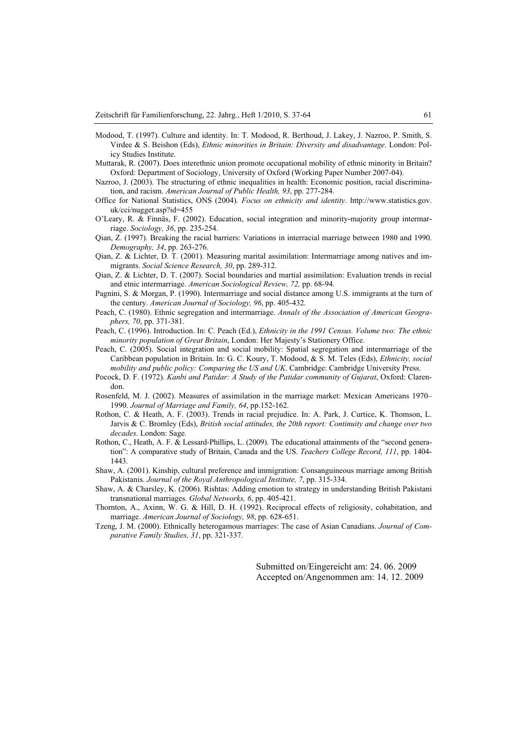Modood, T. (1997). Culture and identity. In: T. Modood, R. Berthoud, J. Lakey, J. Nazroo, P. Smith, S. Virdee & S. Beishon (Eds), *Ethnic minorities in Britain: Diversity and disadvantage*. London: Policy Studies Institute.

Muttarak, R. (2007). Does interethnic union promote occupational mobility of ethnic minority in Britain? Oxford: Department of Sociology, University of Oxford (Working Paper Number 2007-04).

Nazroo, J. (2003). The structuring of ethnic inequalities in health: Economic position, racial discrimination, and racism. *American Journal of Public Health, 93*, pp. 277-284.

Office for National Statistics, ONS (2004). *Focus on ethnicity and identity*. http://www.statistics.gov.uk/cci/nugget.asp?id=455

O'Leary, R. & Finnäs, F. (2002). Education, social integration and minority-majority group intermarriage. *Sociology, 36*, pp. 235-254.

Qian, Z. (1997). Breaking the racial barriers: Variations in interracial marriage between 1980 and 1990. *Demography, 34*, pp. 263-276.

Qian, Z. & Lichter, D. T. (2001). Measuring marital assimilation: Intermarriage among natives and immigrants. *Social Science Research, 30*, pp. 289-312.

Qian, Z. & Lichter, D. T. (2007). Social boundaries and martial assimilation: Evaluation trends in recial and etnic intermarriage. *American Sociological Review, 72,* pp. 68-94.

Pagnini, S. & Morgan, P. (1990). Intermarriage and social distance among U.S. immigrants at the turn of the century. *American Journal of Sociology, 96*, pp. 405-432.

Peach, C. (1980). Ethnic segregation and intermarriage. *Annals of the Association of American Geographers, 70*, pp. 371-381.

Peach, C. (1996). Introduction. In: C. Peach (Ed.), *Ethnicity in the 1991 Census. Volume two: The ethnic minority population of Great Britain*, London: Her Majesty's Stationery Office.

Peach, C. (2005). Social integration and social mobility: Spatial segregation and intermarriage of the Caribbean population in Britain. In: G. C. Koury, T. Modood, & S. M. Teles (Eds), *Ethnicity, social mobility and public policy: Comparing the US and UK*. Cambridge: Cambridge University Press.

Pocock, D. F. (1972). *Kanbi and Patidar: A Study of the Patidar community of Gujarat*, Oxford: Clarendon.

Rosenfeld, M. J. (2002). Measures of assimilation in the marriage market: Mexican Americans 1970–1990. *Journal of Marriage and Family, 64*, pp.152-162.

Rothon, C. & Heath, A. F. (2003). Trends in racial prejudice. In: A. Park, J. Curtice, K. Thomson, L. Jarvis & C. Bromley (Eds), *British social attitudes, the 20th report: Continuity and change over two decades*. London: Sage.

Rothon, C., Heath, A. F. & Lessard-Phillips, L. (2009). The educational attainments of the "second generation": A comparative study of Britain, Canada and the US. *Teachers College Record, 111*, pp. 1404-1443.

Shaw, A. (2001). Kinship, cultural preference and immigration: Consanguineous marriage among British Pakistanis. *Journal of the Royal Anthropological Institute, 7*, pp. 315-334.

Shaw, A. & Charsley, K. (2006). Rishtas: Adding emotion to strategy in understanding British Pakistani transnational marriages. *Global Networks, 6*, pp. 405-421.

Thornton, A., Axinn, W. G. & Hill, D. H. (1992). Reciprocal effects of religiosity, cohabitation, and marriage. *American Journal of Sociology, 98*, pp. 628-651.

Tzeng, J. M. (2000). Ethnically heterogamous marriages: The case of Asian Canadians. *Journal of Comparative Family Studies, 31*, pp. 321-337.

Submitted on/Eingereicht am: 24. 06. 2009
Accepted on/Angenommen am: 14. 12. 2009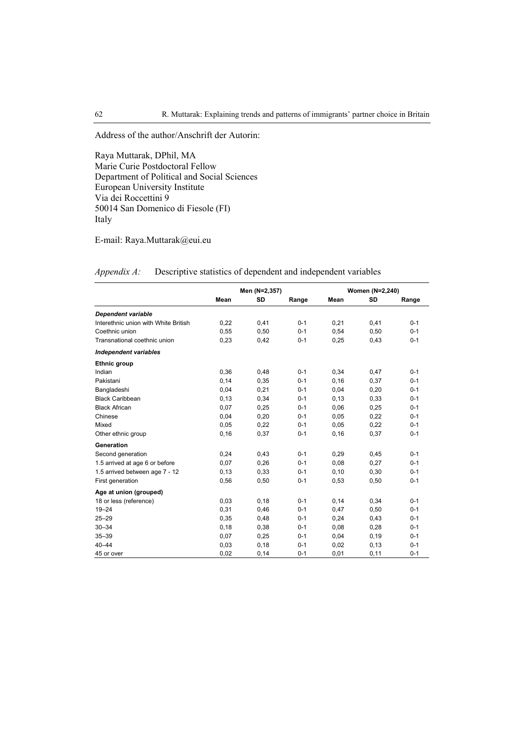Address of the author/Anschrift der Autorin:

Raya Muttarak, DPhil, MA
Marie Curie Postdoctoral Fellow
Department of Political and Social Sciences
European University Institute
Via dei Roccettini 9
50014 San Domenico di Fiesole (FI)
Italy

E-mail: Raya.Muttarak@eui.eu

*Appendix A:* Descriptive statistics of dependent and independent variables

| | Men (N=2,357) | | | Women (N=2,240) | | |
|---|---|---|---|---|---|---|
| | **Mean** | **SD** | **Range** | **Mean** | **SD** | **Range** |
| ***Dependent variable*** | | | | | | |
| Interethnic union with White British | 0,22 | 0,41 | 0-1 | 0,21 | 0,41 | 0-1 |
| Coethnic union | 0,55 | 0,50 | 0-1 | 0,54 | 0,50 | 0-1 |
| Transnational coethnic union | 0,23 | 0,42 | 0-1 | 0,25 | 0,43 | 0-1 |
| ***Independent variables*** | | | | | | |
| **Ethnic group** | | | | | | |
| Indian | 0,36 | 0,48 | 0-1 | 0,34 | 0,47 | 0-1 |
| Pakistani | 0,14 | 0,35 | 0-1 | 0,16 | 0,37 | 0-1 |
| Bangladeshi | 0,04 | 0,21 | 0-1 | 0,04 | 0,20 | 0-1 |
| Black Caribbean | 0,13 | 0,34 | 0-1 | 0,13 | 0,33 | 0-1 |
| Black African | 0,07 | 0,25 | 0-1 | 0,06 | 0,25 | 0-1 |
| Chinese | 0,04 | 0,20 | 0-1 | 0,05 | 0,22 | 0-1 |
| Mixed | 0,05 | 0,22 | 0-1 | 0,05 | 0,22 | 0-1 |
| Other ethnic group | 0,16 | 0,37 | 0-1 | 0,16 | 0,37 | 0-1 |
| **Generation** | | | | | | |
| Second generation | 0,24 | 0,43 | 0-1 | 0,29 | 0,45 | 0-1 |
| 1.5 arrived at age 6 or before | 0,07 | 0,26 | 0-1 | 0,08 | 0,27 | 0-1 |
| 1.5 arrived between age 7 - 12 | 0,13 | 0,33 | 0-1 | 0,10 | 0,30 | 0-1 |
| First generation | 0,56 | 0,50 | 0-1 | 0,53 | 0,50 | 0-1 |
| **Age at union (grouped)** | | | | | | |
| 18 or less (reference) | 0,03 | 0,18 | 0-1 | 0,14 | 0,34 | 0-1 |
| 19–24 | 0,31 | 0,46 | 0-1 | 0,47 | 0,50 | 0-1 |
| 25–29 | 0,35 | 0,48 | 0-1 | 0,24 | 0,43 | 0-1 |
| 30–34 | 0,18 | 0,38 | 0-1 | 0,08 | 0,28 | 0-1 |
| 35–39 | 0,07 | 0,25 | 0-1 | 0,04 | 0,19 | 0-1 |
| 40–44 | 0,03 | 0,18 | 0-1 | 0,02 | 0,13 | 0-1 |
| 45 or over | 0,02 | 0,14 | 0-1 | 0,01 | 0,11 | 0-1 |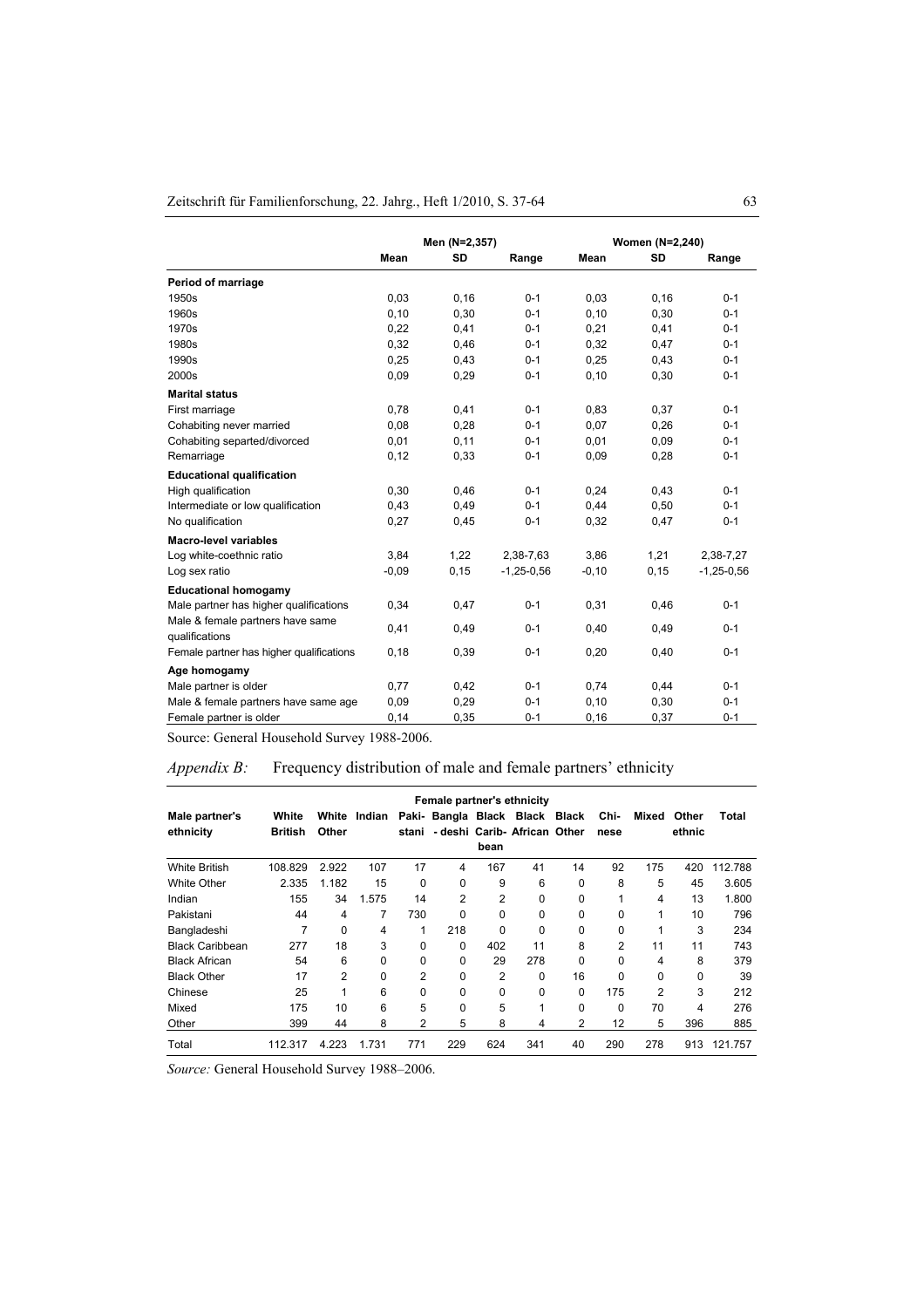| | Men (N=2,357) | | | Women (N=2,240) | | |
|---|---|---|---|---|---|---|
| | Mean | SD | Range | Mean | SD | Range |
| **Period of marriage** | | | | | | |
| 1950s | 0,03 | 0,16 | 0-1 | 0,03 | 0,16 | 0-1 |
| 1960s | 0,10 | 0,30 | 0-1 | 0,10 | 0,30 | 0-1 |
| 1970s | 0,22 | 0,41 | 0-1 | 0,21 | 0,41 | 0-1 |
| 1980s | 0,32 | 0,46 | 0-1 | 0,32 | 0,47 | 0-1 |
| 1990s | 0,25 | 0,43 | 0-1 | 0,25 | 0,43 | 0-1 |
| 2000s | 0,09 | 0,29 | 0-1 | 0,10 | 0,30 | 0-1 |
| **Marital status** | | | | | | |
| First marriage | 0,78 | 0,41 | 0-1 | 0,83 | 0,37 | 0-1 |
| Cohabiting never married | 0,08 | 0,28 | 0-1 | 0,07 | 0,26 | 0-1 |
| Cohabiting separted/divorced | 0,01 | 0,11 | 0-1 | 0,01 | 0,09 | 0-1 |
| Remarriage | 0,12 | 0,33 | 0-1 | 0,09 | 0,28 | 0-1 |
| **Educational qualification** | | | | | | |
| High qualification | 0,30 | 0,46 | 0-1 | 0,24 | 0,43 | 0-1 |
| Intermediate or low qualification | 0,43 | 0,49 | 0-1 | 0,44 | 0,50 | 0-1 |
| No qualification | 0,27 | 0,45 | 0-1 | 0,32 | 0,47 | 0-1 |
| **Macro-level variables** | | | | | | |
| Log white-coethnic ratio | 3,84 | 1,22 | 2,38-7,63 | 3,86 | 1,21 | 2,38-7,27 |
| Log sex ratio | -0,09 | 0,15 | -1,25-0,56 | -0,10 | 0,15 | -1,25-0,56 |
| **Educational homogamy** | | | | | | |
| Male partner has higher qualifications | 0,34 | 0,47 | 0-1 | 0,31 | 0,46 | 0-1 |
| Male & female partners have same qualifications | 0,41 | 0,49 | 0-1 | 0,40 | 0,49 | 0-1 |
| Female partner has higher qualifications | 0,18 | 0,39 | 0-1 | 0,20 | 0,40 | 0-1 |
| **Age homogamy** | | | | | | |
| Male partner is older | 0,77 | 0,42 | 0-1 | 0,74 | 0,44 | 0-1 |
| Male & female partners have same age | 0,09 | 0,29 | 0-1 | 0,10 | 0,30 | 0-1 |
| Female partner is older | 0,14 | 0,35 | 0-1 | 0,16 | 0,37 | 0-1 |

Source: General Household Survey 1988-2006.

*Appendix B:* Frequency distribution of male and female partners' ethnicity

| | Female partner's ethnicity | | | | | | | | | | | |
|---|---|---|---|---|---|---|---|---|---|---|---|---|
| Male partner's ethnicity | White British | White Other | Indian | Paki-stani | Bangla-deshi | Black Carib-bean | Black African | Black Other | Chi-nese | Mixed | Other ethnic | Total |
| White British | 108.829 | 2.922 | 107 | 17 | 4 | 167 | 41 | 14 | 92 | 175 | 420 | 112.788 |
| White Other | 2.335 | 1.182 | 15 | 0 | 0 | 9 | 6 | 0 | 8 | 5 | 45 | 3.605 |
| Indian | 155 | 34 | 1.575 | 14 | 2 | 2 | 0 | 0 | 1 | 4 | 13 | 1.800 |
| Pakistani | 44 | 4 | 7 | 730 | 0 | 0 | 0 | 0 | 0 | 1 | 10 | 796 |
| Bangladeshi | 7 | 0 | 4 | 1 | 218 | 0 | 0 | 0 | 0 | 1 | 3 | 234 |
| Black Caribbean | 277 | 18 | 3 | 0 | 0 | 402 | 11 | 8 | 2 | 11 | 11 | 743 |
| Black African | 54 | 6 | 0 | 0 | 0 | 29 | 278 | 0 | 0 | 4 | 8 | 379 |
| Black Other | 17 | 2 | 0 | 2 | 0 | 2 | 0 | 16 | 0 | 0 | 0 | 39 |
| Chinese | 25 | 1 | 6 | 0 | 0 | 0 | 0 | 0 | 175 | 2 | 3 | 212 |
| Mixed | 175 | 10 | 6 | 5 | 0 | 5 | 1 | 0 | 0 | 70 | 4 | 276 |
| Other | 399 | 44 | 8 | 2 | 5 | 8 | 4 | 2 | 12 | 5 | 396 | 885 |
| Total | 112.317 | 4.223 | 1.731 | 771 | 229 | 624 | 341 | 40 | 290 | 278 | 913 | 121.757 |

*Source:* General Household Survey 1988–2006.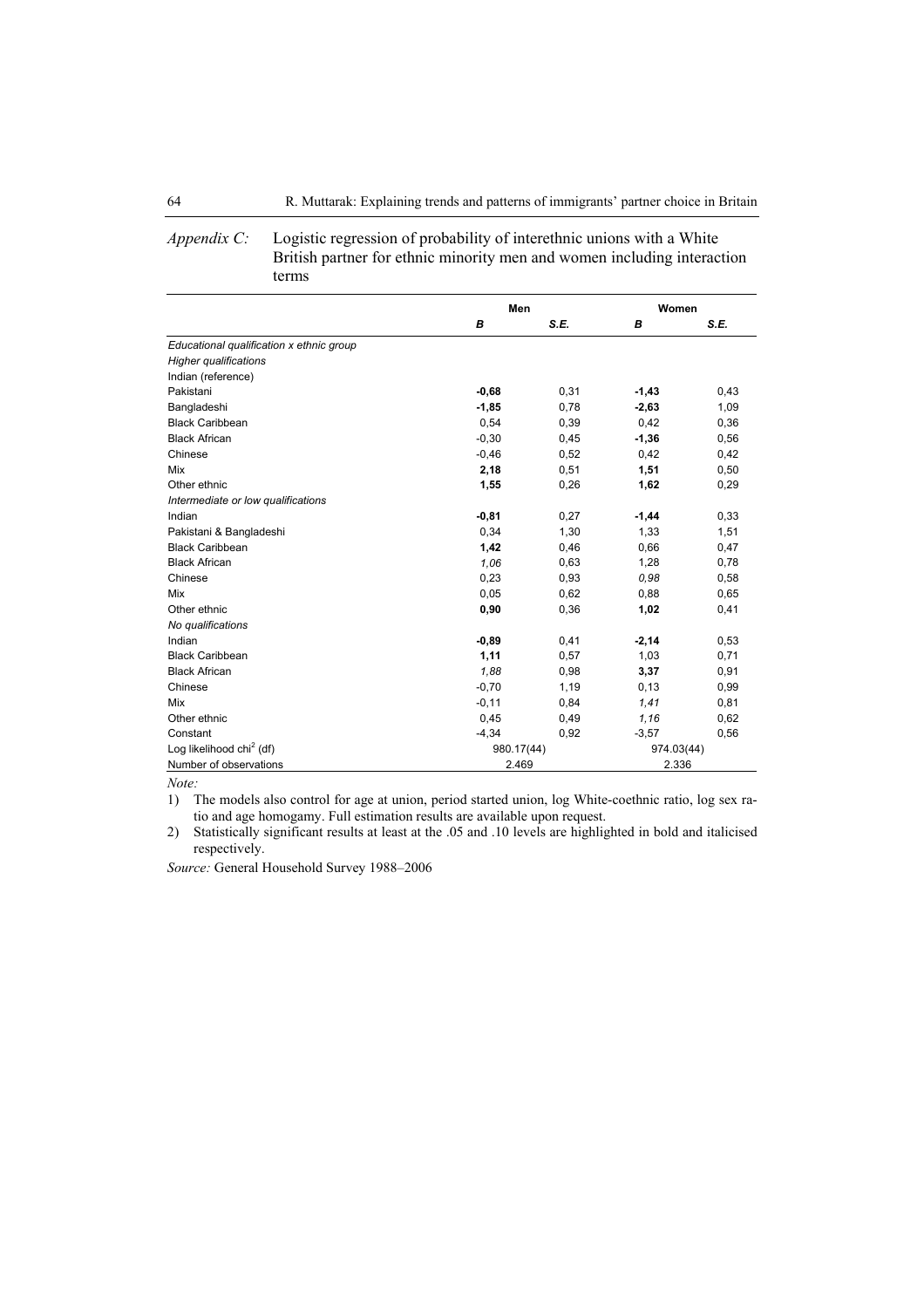*Appendix C:* Logistic regression of probability of interethnic unions with a White British partner for ethnic minority men and women including interaction terms

| | Men | | Women | |
|---|---|---|---|---|
| | ***B*** | ***S.E.*** | ***B*** | ***S.E.*** |
| *Educational qualification x ethnic group* | | | | |
| *Higher qualifications* | | | | |
| Indian (reference) | | | | |
| Pakistani | **-0,68** | 0,31 | **-1,43** | 0,43 |
| Bangladeshi | **-1,85** | 0,78 | **-2,63** | 1,09 |
| Black Caribbean | 0,54 | 0,39 | 0,42 | 0,36 |
| Black African | -0,30 | 0,45 | **-1,36** | 0,56 |
| Chinese | -0,46 | 0,52 | 0,42 | 0,42 |
| Mix | **2,18** | 0,51 | **1,51** | 0,50 |
| Other ethnic | **1,55** | 0,26 | **1,62** | 0,29 |
| *Intermediate or low qualifications* | | | | |
| Indian | **-0,81** | 0,27 | **-1,44** | 0,33 |
| Pakistani & Bangladeshi | 0,34 | 1,30 | 1,33 | 1,51 |
| Black Caribbean | **1,42** | 0,46 | 0,66 | 0,47 |
| Black African | *1,06* | 0,63 | 1,28 | 0,78 |
| Chinese | 0,23 | 0,93 | *0,98* | 0,58 |
| Mix | 0,05 | 0,62 | 0,88 | 0,65 |
| Other ethnic | **0,90** | 0,36 | **1,02** | 0,41 |
| *No qualifications* | | | | |
| Indian | **-0,89** | 0,41 | **-2,14** | 0,53 |
| Black Caribbean | **1,11** | 0,57 | 1,03 | 0,71 |
| Black African | *1,88* | 0,98 | **3,37** | 0,91 |
| Chinese | -0,70 | 1,19 | 0,13 | 0,99 |
| Mix | -0,11 | 0,84 | *1,41* | 0,81 |
| Other ethnic | 0,45 | 0,49 | *1,16* | 0,62 |
| Constant | -4,34 | 0,92 | -3,57 | 0,56 |
| Log likelihood chi$^2$ (df) | 980.17(44) | | 974.03(44) | |
| Number of observations | 2.469 | | 2.336 | |

*Note:*

1) The models also control for age at union, period started union, log White-coethnic ratio, log sex ratio and age homogamy. Full estimation results are available upon request.
2) Statistically significant results at least at the .05 and .10 levels are highlighted in bold and italicised respectively.

*Source:* General Household Survey 1988–2006